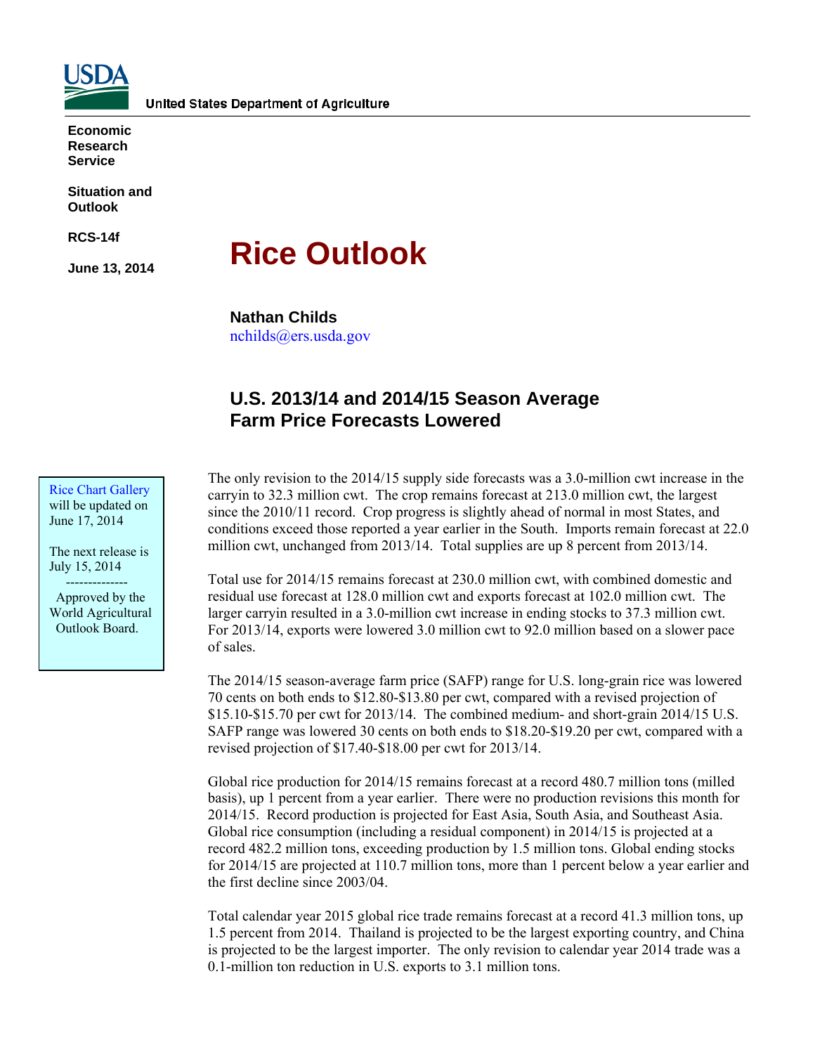United States Department of Agriculture

**Economic Research Service**

**Situation and Outlook**

**RCS-14f**

**June 13, 2014**

# Rice Outlook

**Nathan Childs**
nchilds@ers.usda.gov

## U.S. 2013/14 and 2014/15 Season Average Farm Price Forecasts Lowered

Rice Chart Gallery will be updated on June 17, 2014

The next release is July 15, 2014

--------------

Approved by the World Agricultural Outlook Board.

The only revision to the 2014/15 supply side forecasts was a 3.0-million cwt increase in the carryin to 32.3 million cwt. The crop remains forecast at 213.0 million cwt, the largest since the 2010/11 record. Crop progress is slightly ahead of normal in most States, and conditions exceed those reported a year earlier in the South. Imports remain forecast at 22.0 million cwt, unchanged from 2013/14. Total supplies are up 8 percent from 2013/14.

Total use for 2014/15 remains forecast at 230.0 million cwt, with combined domestic and residual use forecast at 128.0 million cwt and exports forecast at 102.0 million cwt. The larger carryin resulted in a 3.0-million cwt increase in ending stocks to 37.3 million cwt. For 2013/14, exports were lowered 3.0 million cwt to 92.0 million based on a slower pace of sales.

The 2014/15 season-average farm price (SAFP) range for U.S. long-grain rice was lowered 70 cents on both ends to $12.80-$13.80 per cwt, compared with a revised projection of $15.10-$15.70 per cwt for 2013/14. The combined medium- and short-grain 2014/15 U.S. SAFP range was lowered 30 cents on both ends to $18.20-$19.20 per cwt, compared with a revised projection of $17.40-$18.00 per cwt for 2013/14.

Global rice production for 2014/15 remains forecast at a record 480.7 million tons (milled basis), up 1 percent from a year earlier. There were no production revisions this month for 2014/15. Record production is projected for East Asia, South Asia, and Southeast Asia. Global rice consumption (including a residual component) in 2014/15 is projected at a record 482.2 million tons, exceeding production by 1.5 million tons. Global ending stocks for 2014/15 are projected at 110.7 million tons, more than 1 percent below a year earlier and the first decline since 2003/04.

Total calendar year 2015 global rice trade remains forecast at a record 41.3 million tons, up 1.5 percent from 2014. Thailand is projected to be the largest exporting country, and China is projected to be the largest importer. The only revision to calendar year 2014 trade was a 0.1-million ton reduction in U.S. exports to 3.1 million tons.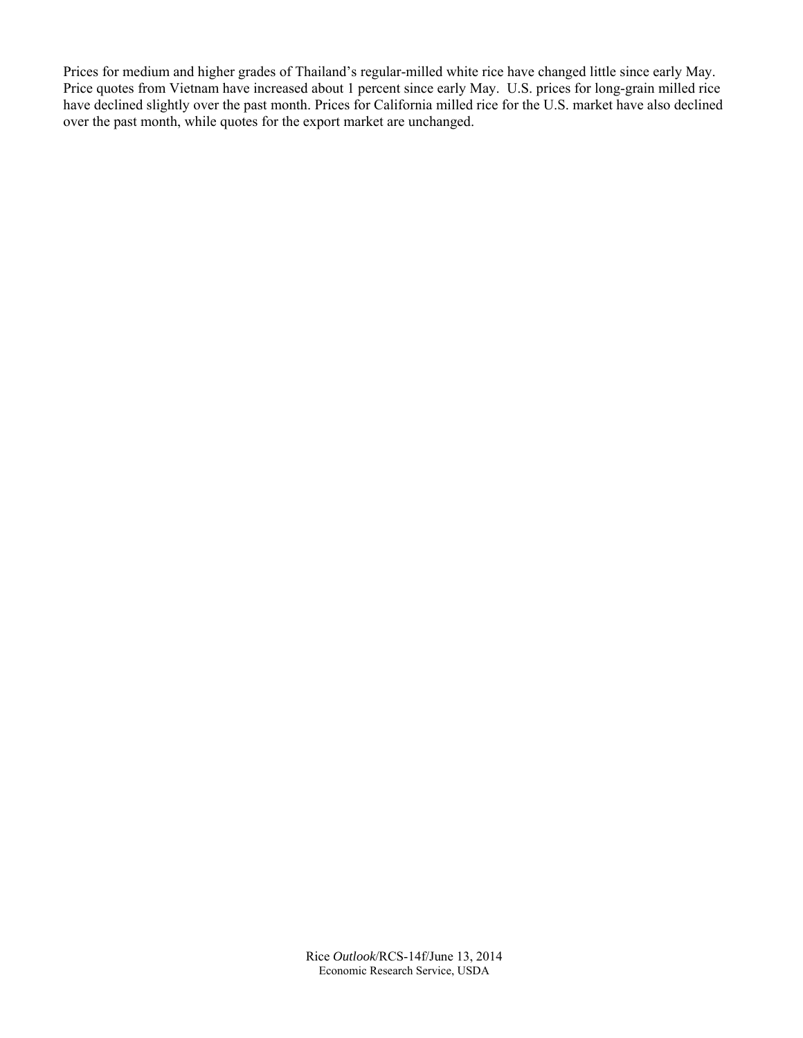Prices for medium and higher grades of Thailand's regular-milled white rice have changed little since early May. Price quotes from Vietnam have increased about 1 percent since early May. U.S. prices for long-grain milled rice have declined slightly over the past month. Prices for California milled rice for the U.S. market have also declined over the past month, while quotes for the export market are unchanged.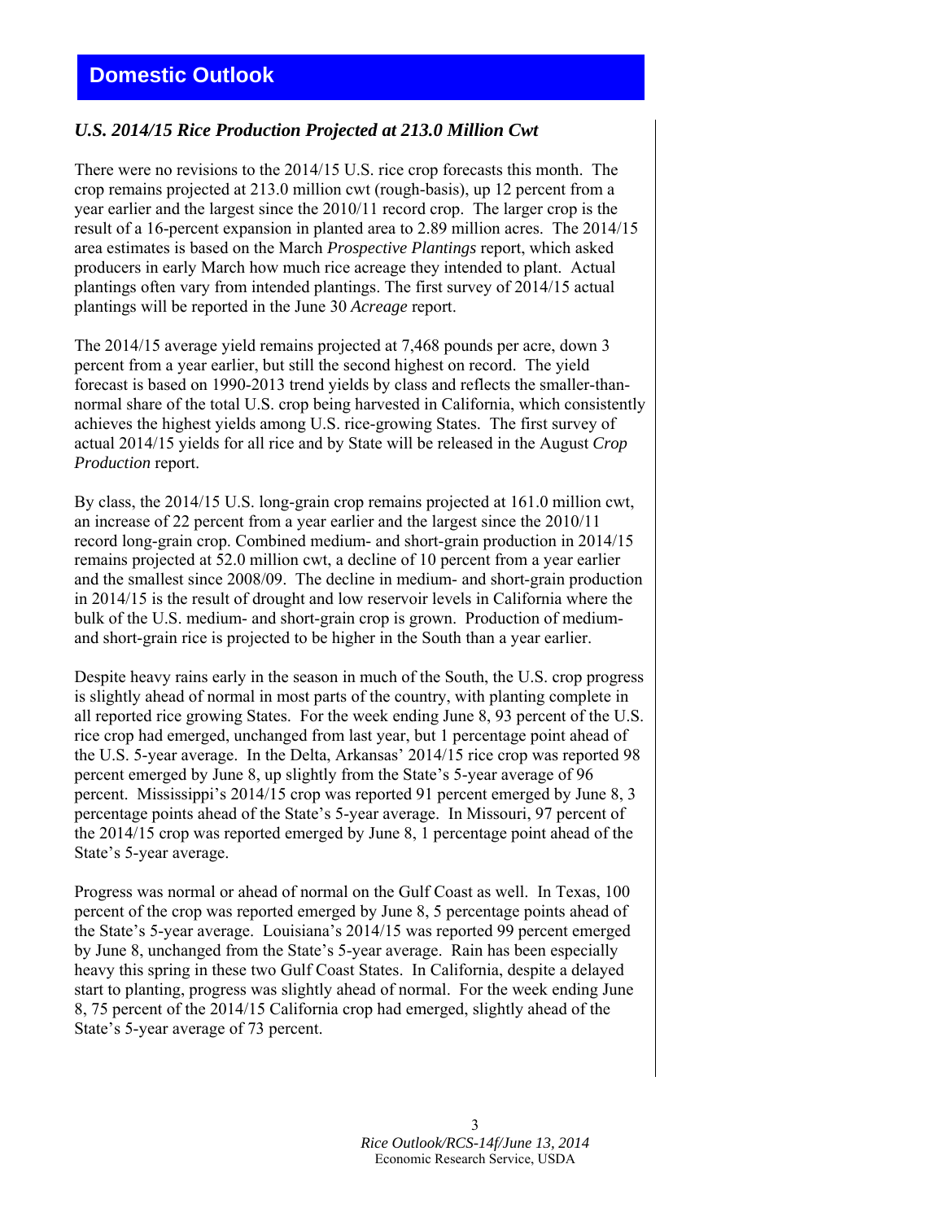## Domestic Outlook

### *U.S. 2014/15 Rice Production Projected at 213.0 Million Cwt*

There were no revisions to the 2014/15 U.S. rice crop forecasts this month. The crop remains projected at 213.0 million cwt (rough-basis), up 12 percent from a year earlier and the largest since the 2010/11 record crop. The larger crop is the result of a 16-percent expansion in planted area to 2.89 million acres. The 2014/15 area estimates is based on the March *Prospective Plantings* report, which asked producers in early March how much rice acreage they intended to plant. Actual plantings often vary from intended plantings. The first survey of 2014/15 actual plantings will be reported in the June 30 *Acreage* report.

The 2014/15 average yield remains projected at 7,468 pounds per acre, down 3 percent from a year earlier, but still the second highest on record. The yield forecast is based on 1990-2013 trend yields by class and reflects the smaller-than-normal share of the total U.S. crop being harvested in California, which consistently achieves the highest yields among U.S. rice-growing States. The first survey of actual 2014/15 yields for all rice and by State will be released in the August *Crop Production* report.

By class, the 2014/15 U.S. long-grain crop remains projected at 161.0 million cwt, an increase of 22 percent from a year earlier and the largest since the 2010/11 record long-grain crop. Combined medium- and short-grain production in 2014/15 remains projected at 52.0 million cwt, a decline of 10 percent from a year earlier and the smallest since 2008/09. The decline in medium- and short-grain production in 2014/15 is the result of drought and low reservoir levels in California where the bulk of the U.S. medium- and short-grain crop is grown. Production of medium- and short-grain rice is projected to be higher in the South than a year earlier.

Despite heavy rains early in the season in much of the South, the U.S. crop progress is slightly ahead of normal in most parts of the country, with planting complete in all reported rice growing States. For the week ending June 8, 93 percent of the U.S. rice crop had emerged, unchanged from last year, but 1 percentage point ahead of the U.S. 5-year average. In the Delta, Arkansas' 2014/15 rice crop was reported 98 percent emerged by June 8, up slightly from the State's 5-year average of 96 percent. Mississippi's 2014/15 crop was reported 91 percent emerged by June 8, 3 percentage points ahead of the State's 5-year average. In Missouri, 97 percent of the 2014/15 crop was reported emerged by June 8, 1 percentage point ahead of the State's 5-year average.

Progress was normal or ahead of normal on the Gulf Coast as well. In Texas, 100 percent of the crop was reported emerged by June 8, 5 percentage points ahead of the State's 5-year average. Louisiana's 2014/15 was reported 99 percent emerged by June 8, unchanged from the State's 5-year average. Rain has been especially heavy this spring in these two Gulf Coast States. In California, despite a delayed start to planting, progress was slightly ahead of normal. For the week ending June 8, 75 percent of the 2014/15 California crop had emerged, slightly ahead of the State's 5-year average of 73 percent.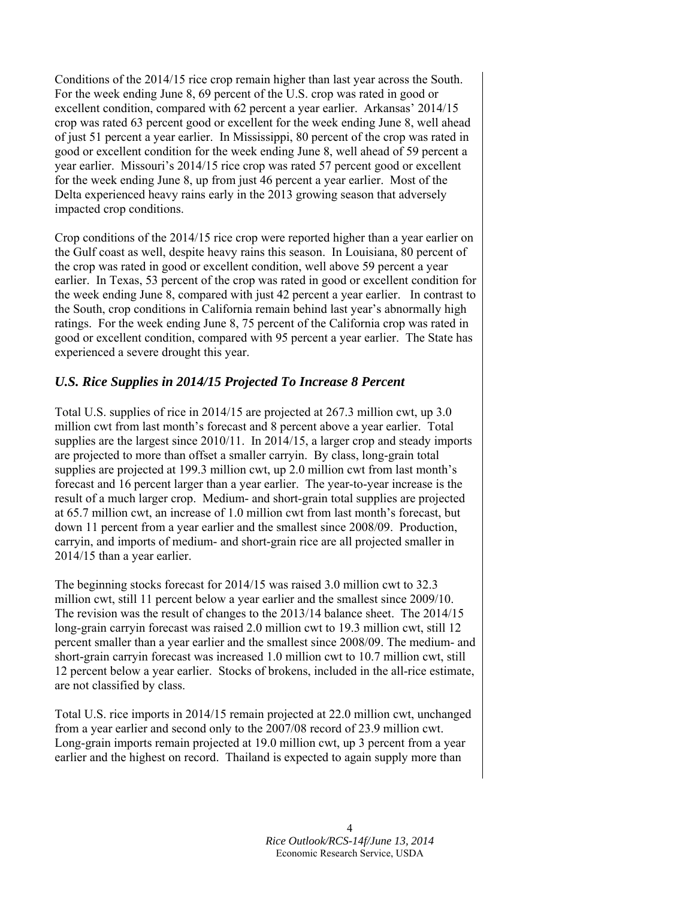Conditions of the 2014/15 rice crop remain higher than last year across the South. For the week ending June 8, 69 percent of the U.S. crop was rated in good or excellent condition, compared with 62 percent a year earlier. Arkansas' 2014/15 crop was rated 63 percent good or excellent for the week ending June 8, well ahead of just 51 percent a year earlier. In Mississippi, 80 percent of the crop was rated in good or excellent condition for the week ending June 8, well ahead of 59 percent a year earlier. Missouri's 2014/15 rice crop was rated 57 percent good or excellent for the week ending June 8, up from just 46 percent a year earlier. Most of the Delta experienced heavy rains early in the 2013 growing season that adversely impacted crop conditions.

Crop conditions of the 2014/15 rice crop were reported higher than a year earlier on the Gulf coast as well, despite heavy rains this season. In Louisiana, 80 percent of the crop was rated in good or excellent condition, well above 59 percent a year earlier. In Texas, 53 percent of the crop was rated in good or excellent condition for the week ending June 8, compared with just 42 percent a year earlier. In contrast to the South, crop conditions in California remain behind last year's abnormally high ratings. For the week ending June 8, 75 percent of the California crop was rated in good or excellent condition, compared with 95 percent a year earlier. The State has experienced a severe drought this year.

## *U.S. Rice Supplies in 2014/15 Projected To Increase 8 Percent*

Total U.S. supplies of rice in 2014/15 are projected at 267.3 million cwt, up 3.0 million cwt from last month's forecast and 8 percent above a year earlier. Total supplies are the largest since 2010/11. In 2014/15, a larger crop and steady imports are projected to more than offset a smaller carryin. By class, long-grain total supplies are projected at 199.3 million cwt, up 2.0 million cwt from last month's forecast and 16 percent larger than a year earlier. The year-to-year increase is the result of a much larger crop. Medium- and short-grain total supplies are projected at 65.7 million cwt, an increase of 1.0 million cwt from last month's forecast, but down 11 percent from a year earlier and the smallest since 2008/09. Production, carryin, and imports of medium- and short-grain rice are all projected smaller in 2014/15 than a year earlier.

The beginning stocks forecast for 2014/15 was raised 3.0 million cwt to 32.3 million cwt, still 11 percent below a year earlier and the smallest since 2009/10. The revision was the result of changes to the 2013/14 balance sheet. The 2014/15 long-grain carryin forecast was raised 2.0 million cwt to 19.3 million cwt, still 12 percent smaller than a year earlier and the smallest since 2008/09. The medium- and short-grain carryin forecast was increased 1.0 million cwt to 10.7 million cwt, still 12 percent below a year earlier. Stocks of brokens, included in the all-rice estimate, are not classified by class.

Total U.S. rice imports in 2014/15 remain projected at 22.0 million cwt, unchanged from a year earlier and second only to the 2007/08 record of 23.9 million cwt. Long-grain imports remain projected at 19.0 million cwt, up 3 percent from a year earlier and the highest on record. Thailand is expected to again supply more than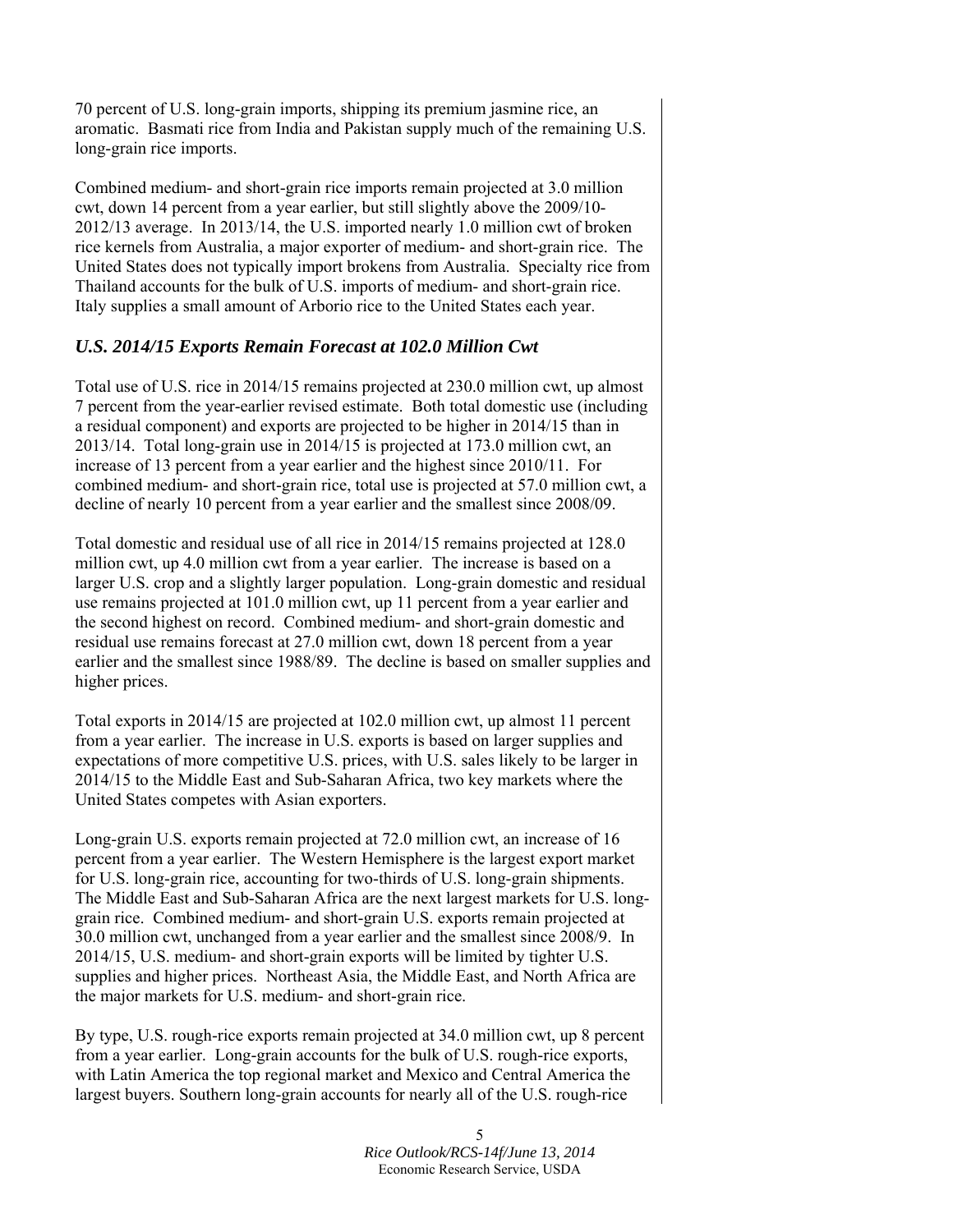70 percent of U.S. long-grain imports, shipping its premium jasmine rice, an aromatic. Basmati rice from India and Pakistan supply much of the remaining U.S. long-grain rice imports.

Combined medium- and short-grain rice imports remain projected at 3.0 million cwt, down 14 percent from a year earlier, but still slightly above the 2009/10-2012/13 average. In 2013/14, the U.S. imported nearly 1.0 million cwt of broken rice kernels from Australia, a major exporter of medium- and short-grain rice. The United States does not typically import brokens from Australia. Specialty rice from Thailand accounts for the bulk of U.S. imports of medium- and short-grain rice. Italy supplies a small amount of Arborio rice to the United States each year.

### *U.S. 2014/15 Exports Remain Forecast at 102.0 Million Cwt*

Total use of U.S. rice in 2014/15 remains projected at 230.0 million cwt, up almost 7 percent from the year-earlier revised estimate. Both total domestic use (including a residual component) and exports are projected to be higher in 2014/15 than in 2013/14. Total long-grain use in 2014/15 is projected at 173.0 million cwt, an increase of 13 percent from a year earlier and the highest since 2010/11. For combined medium- and short-grain rice, total use is projected at 57.0 million cwt, a decline of nearly 10 percent from a year earlier and the smallest since 2008/09.

Total domestic and residual use of all rice in 2014/15 remains projected at 128.0 million cwt, up 4.0 million cwt from a year earlier. The increase is based on a larger U.S. crop and a slightly larger population. Long-grain domestic and residual use remains projected at 101.0 million cwt, up 11 percent from a year earlier and the second highest on record. Combined medium- and short-grain domestic and residual use remains forecast at 27.0 million cwt, down 18 percent from a year earlier and the smallest since 1988/89. The decline is based on smaller supplies and higher prices.

Total exports in 2014/15 are projected at 102.0 million cwt, up almost 11 percent from a year earlier. The increase in U.S. exports is based on larger supplies and expectations of more competitive U.S. prices, with U.S. sales likely to be larger in 2014/15 to the Middle East and Sub-Saharan Africa, two key markets where the United States competes with Asian exporters.

Long-grain U.S. exports remain projected at 72.0 million cwt, an increase of 16 percent from a year earlier. The Western Hemisphere is the largest export market for U.S. long-grain rice, accounting for two-thirds of U.S. long-grain shipments. The Middle East and Sub-Saharan Africa are the next largest markets for U.S. long-grain rice. Combined medium- and short-grain U.S. exports remain projected at 30.0 million cwt, unchanged from a year earlier and the smallest since 2008/9. In 2014/15, U.S. medium- and short-grain exports will be limited by tighter U.S. supplies and higher prices. Northeast Asia, the Middle East, and North Africa are the major markets for U.S. medium- and short-grain rice.

By type, U.S. rough-rice exports remain projected at 34.0 million cwt, up 8 percent from a year earlier. Long-grain accounts for the bulk of U.S. rough-rice exports, with Latin America the top regional market and Mexico and Central America the largest buyers. Southern long-grain accounts for nearly all of the U.S. rough-rice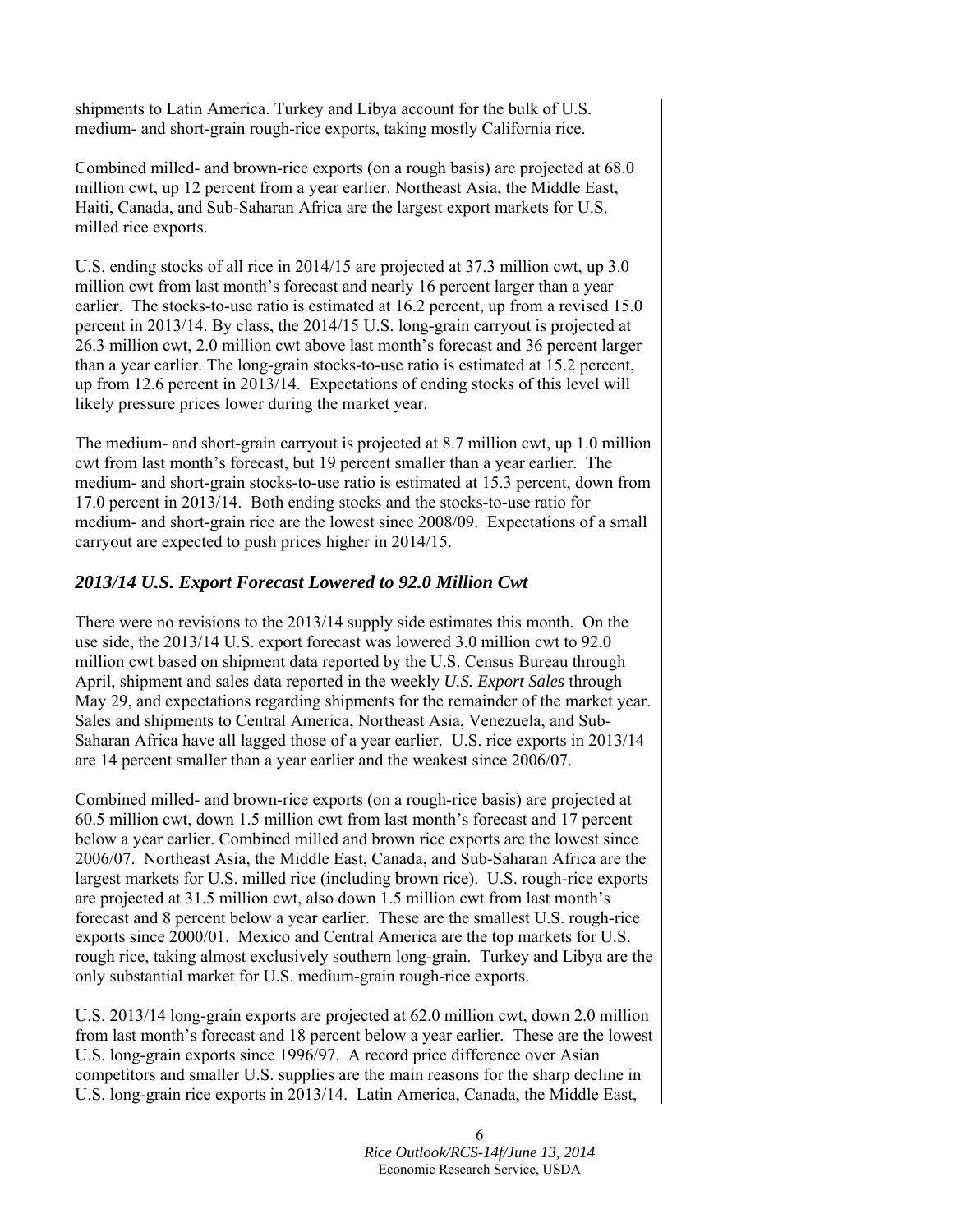shipments to Latin America. Turkey and Libya account for the bulk of U.S. medium- and short-grain rough-rice exports, taking mostly California rice.

Combined milled- and brown-rice exports (on a rough basis) are projected at 68.0 million cwt, up 12 percent from a year earlier. Northeast Asia, the Middle East, Haiti, Canada, and Sub-Saharan Africa are the largest export markets for U.S. milled rice exports.

U.S. ending stocks of all rice in 2014/15 are projected at 37.3 million cwt, up 3.0 million cwt from last month's forecast and nearly 16 percent larger than a year earlier. The stocks-to-use ratio is estimated at 16.2 percent, up from a revised 15.0 percent in 2013/14. By class, the 2014/15 U.S. long-grain carryout is projected at 26.3 million cwt, 2.0 million cwt above last month's forecast and 36 percent larger than a year earlier. The long-grain stocks-to-use ratio is estimated at 15.2 percent, up from 12.6 percent in 2013/14. Expectations of ending stocks of this level will likely pressure prices lower during the market year.

The medium- and short-grain carryout is projected at 8.7 million cwt, up 1.0 million cwt from last month's forecast, but 19 percent smaller than a year earlier. The medium- and short-grain stocks-to-use ratio is estimated at 15.3 percent, down from 17.0 percent in 2013/14. Both ending stocks and the stocks-to-use ratio for medium- and short-grain rice are the lowest since 2008/09. Expectations of a small carryout are expected to push prices higher in 2014/15.

## *2013/14 U.S. Export Forecast Lowered to 92.0 Million Cwt*

There were no revisions to the 2013/14 supply side estimates this month. On the use side, the 2013/14 U.S. export forecast was lowered 3.0 million cwt to 92.0 million cwt based on shipment data reported by the U.S. Census Bureau through April, shipment and sales data reported in the weekly *U.S. Export Sales* through May 29, and expectations regarding shipments for the remainder of the market year. Sales and shipments to Central America, Northeast Asia, Venezuela, and Sub-Saharan Africa have all lagged those of a year earlier. U.S. rice exports in 2013/14 are 14 percent smaller than a year earlier and the weakest since 2006/07.

Combined milled- and brown-rice exports (on a rough-rice basis) are projected at 60.5 million cwt, down 1.5 million cwt from last month's forecast and 17 percent below a year earlier. Combined milled and brown rice exports are the lowest since 2006/07. Northeast Asia, the Middle East, Canada, and Sub-Saharan Africa are the largest markets for U.S. milled rice (including brown rice). U.S. rough-rice exports are projected at 31.5 million cwt, also down 1.5 million cwt from last month's forecast and 8 percent below a year earlier. These are the smallest U.S. rough-rice exports since 2000/01. Mexico and Central America are the top markets for U.S. rough rice, taking almost exclusively southern long-grain. Turkey and Libya are the only substantial market for U.S. medium-grain rough-rice exports.

U.S. 2013/14 long-grain exports are projected at 62.0 million cwt, down 2.0 million from last month's forecast and 18 percent below a year earlier. These are the lowest U.S. long-grain exports since 1996/97. A record price difference over Asian competitors and smaller U.S. supplies are the main reasons for the sharp decline in U.S. long-grain rice exports in 2013/14. Latin America, Canada, the Middle East,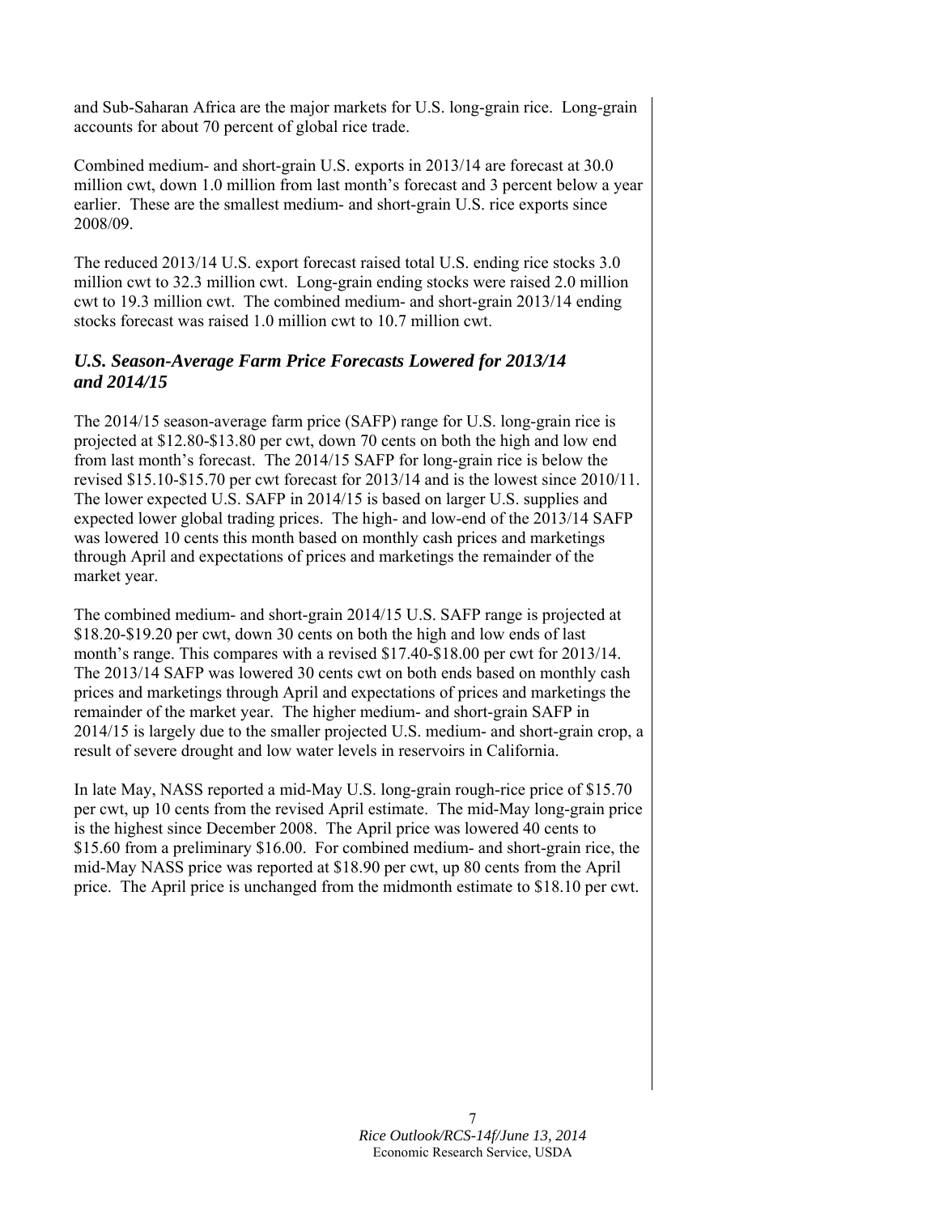and Sub-Saharan Africa are the major markets for U.S. long-grain rice. Long-grain accounts for about 70 percent of global rice trade.

Combined medium- and short-grain U.S. exports in 2013/14 are forecast at 30.0 million cwt, down 1.0 million from last month's forecast and 3 percent below a year earlier. These are the smallest medium- and short-grain U.S. rice exports since 2008/09.

The reduced 2013/14 U.S. export forecast raised total U.S. ending rice stocks 3.0 million cwt to 32.3 million cwt. Long-grain ending stocks were raised 2.0 million cwt to 19.3 million cwt. The combined medium- and short-grain 2013/14 ending stocks forecast was raised 1.0 million cwt to 10.7 million cwt.

## *U.S. Season-Average Farm Price Forecasts Lowered for 2013/14 and 2014/15*

The 2014/15 season-average farm price (SAFP) range for U.S. long-grain rice is projected at $12.80-$13.80 per cwt, down 70 cents on both the high and low end from last month's forecast. The 2014/15 SAFP for long-grain rice is below the revised $15.10-$15.70 per cwt forecast for 2013/14 and is the lowest since 2010/11. The lower expected U.S. SAFP in 2014/15 is based on larger U.S. supplies and expected lower global trading prices. The high- and low-end of the 2013/14 SAFP was lowered 10 cents this month based on monthly cash prices and marketings through April and expectations of prices and marketings the remainder of the market year.

The combined medium- and short-grain 2014/15 U.S. SAFP range is projected at $18.20-$19.20 per cwt, down 30 cents on both the high and low ends of last month's range. This compares with a revised $17.40-$18.00 per cwt for 2013/14. The 2013/14 SAFP was lowered 30 cents cwt on both ends based on monthly cash prices and marketings through April and expectations of prices and marketings the remainder of the market year. The higher medium- and short-grain SAFP in 2014/15 is largely due to the smaller projected U.S. medium- and short-grain crop, a result of severe drought and low water levels in reservoirs in California.

In late May, NASS reported a mid-May U.S. long-grain rough-rice price of $15.70 per cwt, up 10 cents from the revised April estimate. The mid-May long-grain price is the highest since December 2008. The April price was lowered 40 cents to $15.60 from a preliminary $16.00. For combined medium- and short-grain rice, the mid-May NASS price was reported at $18.90 per cwt, up 80 cents from the April price. The April price is unchanged from the midmonth estimate to $18.10 per cwt.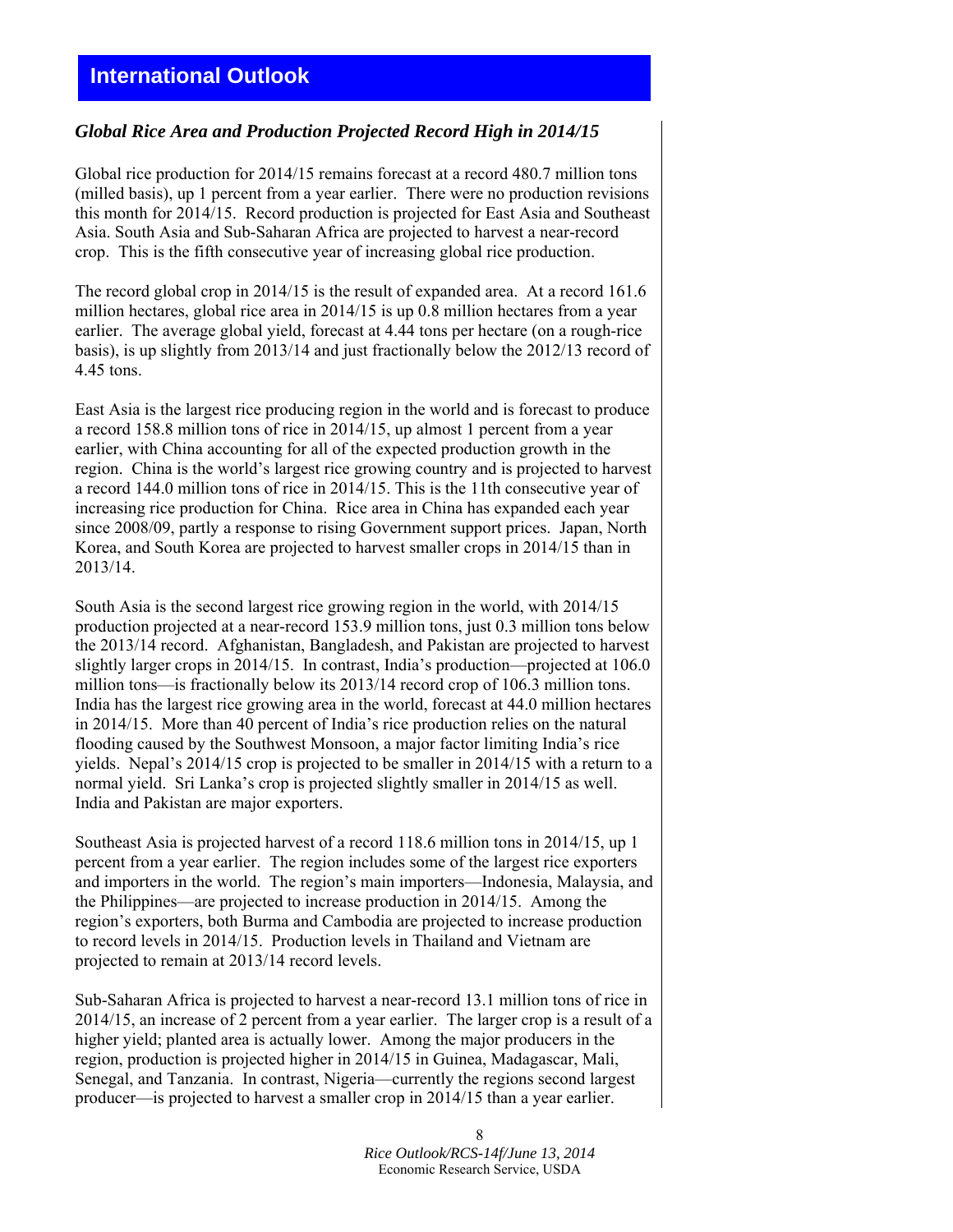## International Outlook

### *Global Rice Area and Production Projected Record High in 2014/15*

Global rice production for 2014/15 remains forecast at a record 480.7 million tons (milled basis), up 1 percent from a year earlier. There were no production revisions this month for 2014/15. Record production is projected for East Asia and Southeast Asia. South Asia and Sub-Saharan Africa are projected to harvest a near-record crop. This is the fifth consecutive year of increasing global rice production.

The record global crop in 2014/15 is the result of expanded area. At a record 161.6 million hectares, global rice area in 2014/15 is up 0.8 million hectares from a year earlier. The average global yield, forecast at 4.44 tons per hectare (on a rough-rice basis), is up slightly from 2013/14 and just fractionally below the 2012/13 record of 4.45 tons.

East Asia is the largest rice producing region in the world and is forecast to produce a record 158.8 million tons of rice in 2014/15, up almost 1 percent from a year earlier, with China accounting for all of the expected production growth in the region. China is the world's largest rice growing country and is projected to harvest a record 144.0 million tons of rice in 2014/15. This is the 11th consecutive year of increasing rice production for China. Rice area in China has expanded each year since 2008/09, partly a response to rising Government support prices. Japan, North Korea, and South Korea are projected to harvest smaller crops in 2014/15 than in 2013/14.

South Asia is the second largest rice growing region in the world, with 2014/15 production projected at a near-record 153.9 million tons, just 0.3 million tons below the 2013/14 record. Afghanistan, Bangladesh, and Pakistan are projected to harvest slightly larger crops in 2014/15. In contrast, India's production—projected at 106.0 million tons—is fractionally below its 2013/14 record crop of 106.3 million tons. India has the largest rice growing area in the world, forecast at 44.0 million hectares in 2014/15. More than 40 percent of India's rice production relies on the natural flooding caused by the Southwest Monsoon, a major factor limiting India's rice yields. Nepal's 2014/15 crop is projected to be smaller in 2014/15 with a return to a normal yield. Sri Lanka's crop is projected slightly smaller in 2014/15 as well. India and Pakistan are major exporters.

Southeast Asia is projected harvest of a record 118.6 million tons in 2014/15, up 1 percent from a year earlier. The region includes some of the largest rice exporters and importers in the world. The region's main importers—Indonesia, Malaysia, and the Philippines—are projected to increase production in 2014/15. Among the region's exporters, both Burma and Cambodia are projected to increase production to record levels in 2014/15. Production levels in Thailand and Vietnam are projected to remain at 2013/14 record levels.

Sub-Saharan Africa is projected to harvest a near-record 13.1 million tons of rice in 2014/15, an increase of 2 percent from a year earlier. The larger crop is a result of a higher yield; planted area is actually lower. Among the major producers in the region, production is projected higher in 2014/15 in Guinea, Madagascar, Mali, Senegal, and Tanzania. In contrast, Nigeria—currently the regions second largest producer—is projected to harvest a smaller crop in 2014/15 than a year earlier.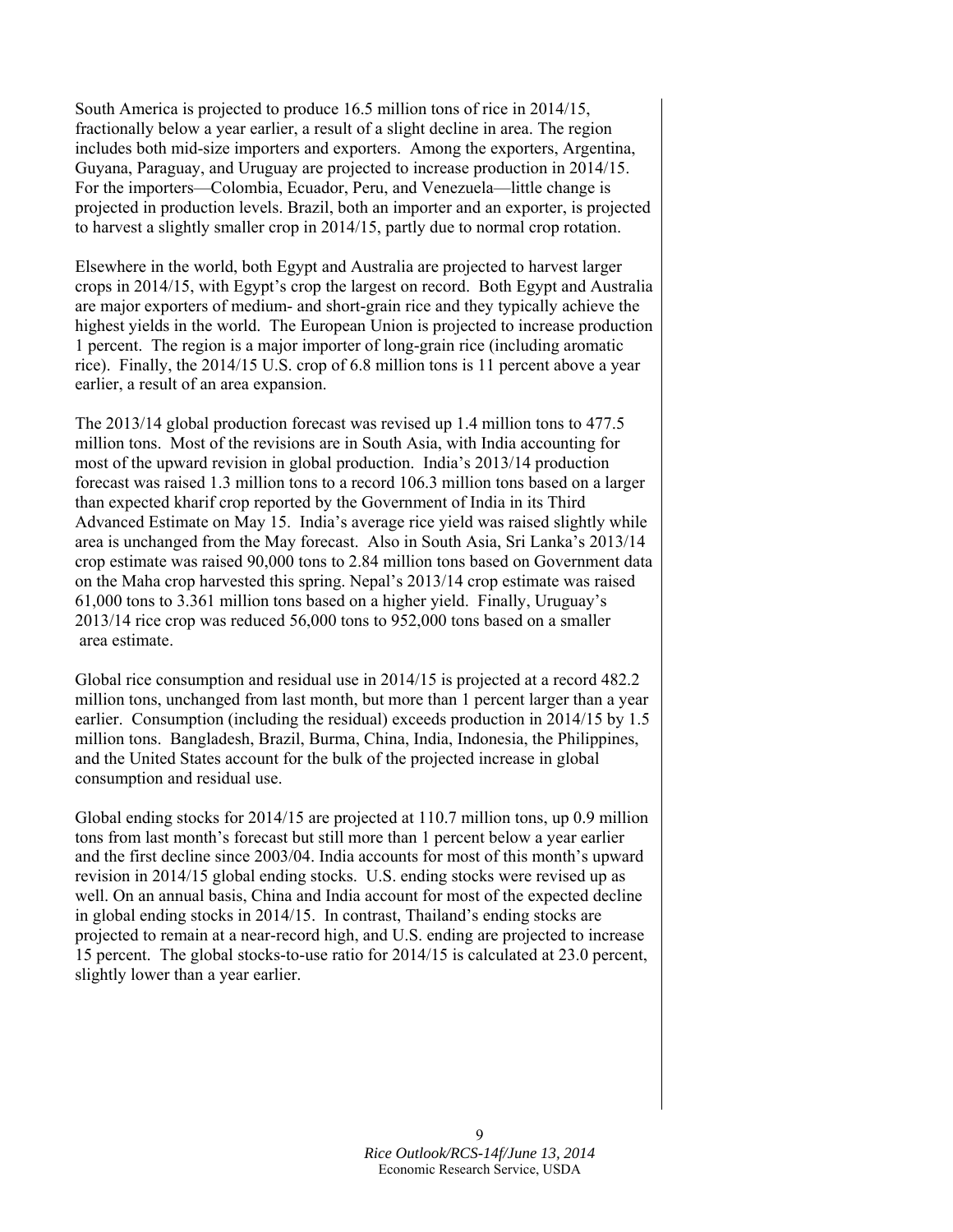South America is projected to produce 16.5 million tons of rice in 2014/15, fractionally below a year earlier, a result of a slight decline in area. The region includes both mid-size importers and exporters. Among the exporters, Argentina, Guyana, Paraguay, and Uruguay are projected to increase production in 2014/15. For the importers—Colombia, Ecuador, Peru, and Venezuela—little change is projected in production levels. Brazil, both an importer and an exporter, is projected to harvest a slightly smaller crop in 2014/15, partly due to normal crop rotation.

Elsewhere in the world, both Egypt and Australia are projected to harvest larger crops in 2014/15, with Egypt's crop the largest on record. Both Egypt and Australia are major exporters of medium- and short-grain rice and they typically achieve the highest yields in the world. The European Union is projected to increase production 1 percent. The region is a major importer of long-grain rice (including aromatic rice). Finally, the 2014/15 U.S. crop of 6.8 million tons is 11 percent above a year earlier, a result of an area expansion.

The 2013/14 global production forecast was revised up 1.4 million tons to 477.5 million tons. Most of the revisions are in South Asia, with India accounting for most of the upward revision in global production. India's 2013/14 production forecast was raised 1.3 million tons to a record 106.3 million tons based on a larger than expected kharif crop reported by the Government of India in its Third Advanced Estimate on May 15. India's average rice yield was raised slightly while area is unchanged from the May forecast. Also in South Asia, Sri Lanka's 2013/14 crop estimate was raised 90,000 tons to 2.84 million tons based on Government data on the Maha crop harvested this spring. Nepal's 2013/14 crop estimate was raised 61,000 tons to 3.361 million tons based on a higher yield. Finally, Uruguay's 2013/14 rice crop was reduced 56,000 tons to 952,000 tons based on a smaller area estimate.

Global rice consumption and residual use in 2014/15 is projected at a record 482.2 million tons, unchanged from last month, but more than 1 percent larger than a year earlier. Consumption (including the residual) exceeds production in 2014/15 by 1.5 million tons. Bangladesh, Brazil, Burma, China, India, Indonesia, the Philippines, and the United States account for the bulk of the projected increase in global consumption and residual use.

Global ending stocks for 2014/15 are projected at 110.7 million tons, up 0.9 million tons from last month's forecast but still more than 1 percent below a year earlier and the first decline since 2003/04. India accounts for most of this month's upward revision in 2014/15 global ending stocks. U.S. ending stocks were revised up as well. On an annual basis, China and India account for most of the expected decline in global ending stocks in 2014/15. In contrast, Thailand's ending stocks are projected to remain at a near-record high, and U.S. ending are projected to increase 15 percent. The global stocks-to-use ratio for 2014/15 is calculated at 23.0 percent, slightly lower than a year earlier.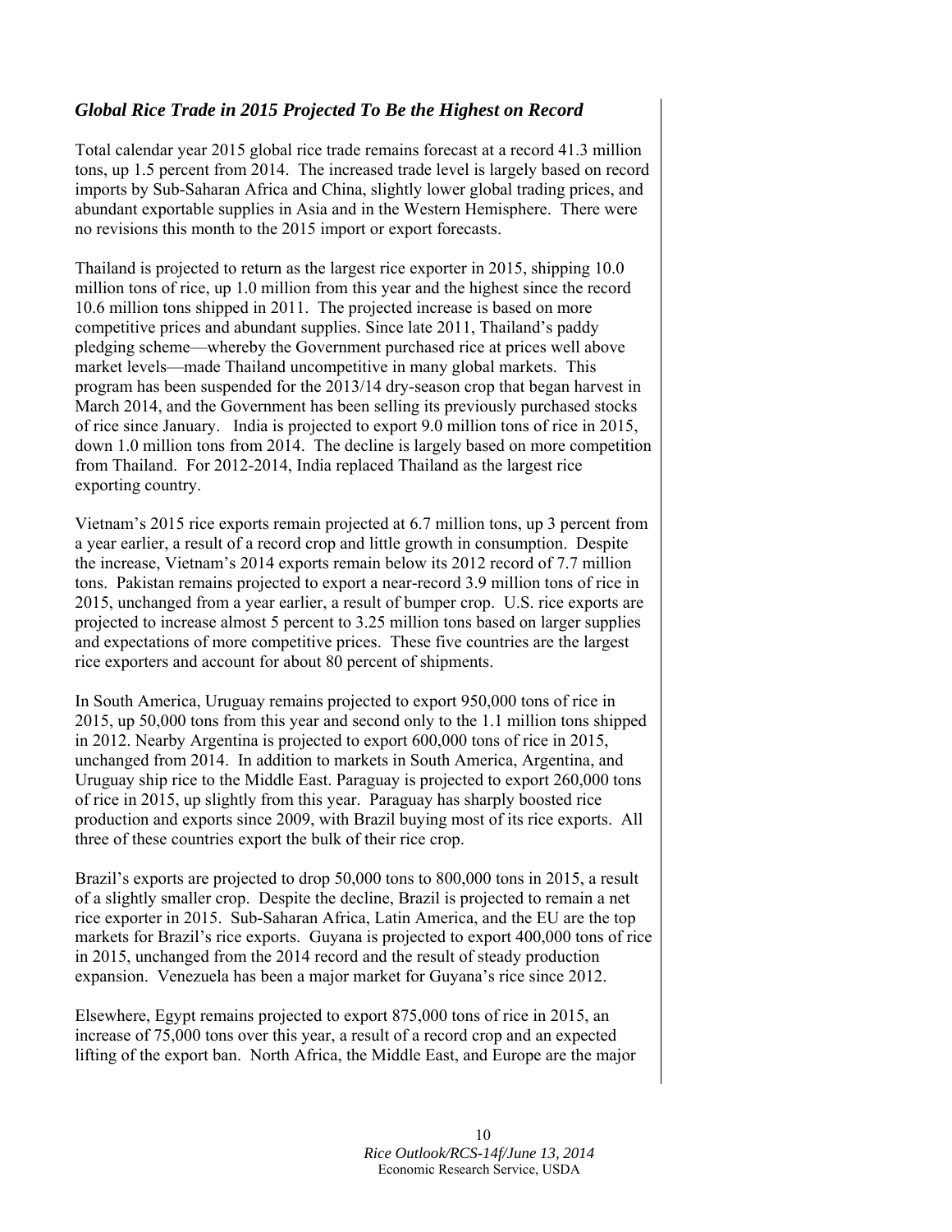## *Global Rice Trade in 2015 Projected To Be the Highest on Record*

Total calendar year 2015 global rice trade remains forecast at a record 41.3 million tons, up 1.5 percent from 2014. The increased trade level is largely based on record imports by Sub-Saharan Africa and China, slightly lower global trading prices, and abundant exportable supplies in Asia and in the Western Hemisphere. There were no revisions this month to the 2015 import or export forecasts.

Thailand is projected to return as the largest rice exporter in 2015, shipping 10.0 million tons of rice, up 1.0 million from this year and the highest since the record 10.6 million tons shipped in 2011. The projected increase is based on more competitive prices and abundant supplies. Since late 2011, Thailand's paddy pledging scheme—whereby the Government purchased rice at prices well above market levels—made Thailand uncompetitive in many global markets. This program has been suspended for the 2013/14 dry-season crop that began harvest in March 2014, and the Government has been selling its previously purchased stocks of rice since January. India is projected to export 9.0 million tons of rice in 2015, down 1.0 million tons from 2014. The decline is largely based on more competition from Thailand. For 2012-2014, India replaced Thailand as the largest rice exporting country.

Vietnam's 2015 rice exports remain projected at 6.7 million tons, up 3 percent from a year earlier, a result of a record crop and little growth in consumption. Despite the increase, Vietnam's 2014 exports remain below its 2012 record of 7.7 million tons. Pakistan remains projected to export a near-record 3.9 million tons of rice in 2015, unchanged from a year earlier, a result of bumper crop. U.S. rice exports are projected to increase almost 5 percent to 3.25 million tons based on larger supplies and expectations of more competitive prices. These five countries are the largest rice exporters and account for about 80 percent of shipments.

In South America, Uruguay remains projected to export 950,000 tons of rice in 2015, up 50,000 tons from this year and second only to the 1.1 million tons shipped in 2012. Nearby Argentina is projected to export 600,000 tons of rice in 2015, unchanged from 2014. In addition to markets in South America, Argentina, and Uruguay ship rice to the Middle East. Paraguay is projected to export 260,000 tons of rice in 2015, up slightly from this year. Paraguay has sharply boosted rice production and exports since 2009, with Brazil buying most of its rice exports. All three of these countries export the bulk of their rice crop.

Brazil's exports are projected to drop 50,000 tons to 800,000 tons in 2015, a result of a slightly smaller crop. Despite the decline, Brazil is projected to remain a net rice exporter in 2015. Sub-Saharan Africa, Latin America, and the EU are the top markets for Brazil's rice exports. Guyana is projected to export 400,000 tons of rice in 2015, unchanged from the 2014 record and the result of steady production expansion. Venezuela has been a major market for Guyana's rice since 2012.

Elsewhere, Egypt remains projected to export 875,000 tons of rice in 2015, an increase of 75,000 tons over this year, a result of a record crop and an expected lifting of the export ban. North Africa, the Middle East, and Europe are the major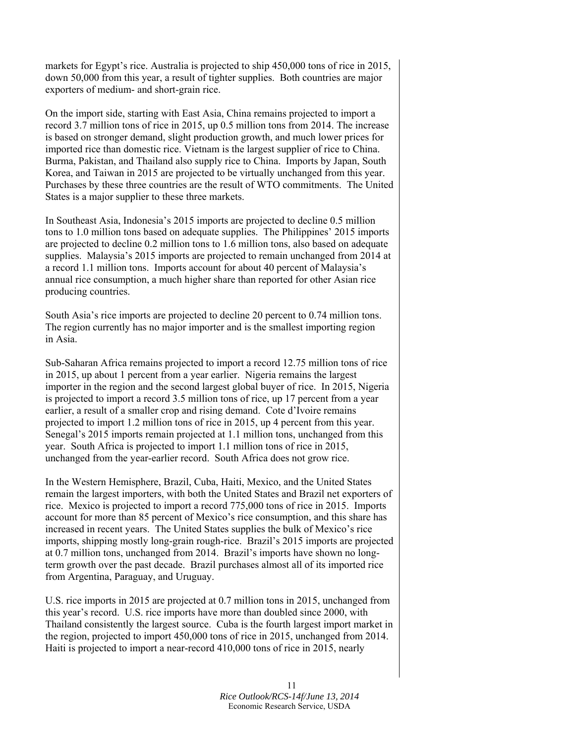markets for Egypt's rice. Australia is projected to ship 450,000 tons of rice in 2015, down 50,000 from this year, a result of tighter supplies. Both countries are major exporters of medium- and short-grain rice.

On the import side, starting with East Asia, China remains projected to import a record 3.7 million tons of rice in 2015, up 0.5 million tons from 2014. The increase is based on stronger demand, slight production growth, and much lower prices for imported rice than domestic rice. Vietnam is the largest supplier of rice to China. Burma, Pakistan, and Thailand also supply rice to China. Imports by Japan, South Korea, and Taiwan in 2015 are projected to be virtually unchanged from this year. Purchases by these three countries are the result of WTO commitments. The United States is a major supplier to these three markets.

In Southeast Asia, Indonesia's 2015 imports are projected to decline 0.5 million tons to 1.0 million tons based on adequate supplies. The Philippines' 2015 imports are projected to decline 0.2 million tons to 1.6 million tons, also based on adequate supplies. Malaysia's 2015 imports are projected to remain unchanged from 2014 at a record 1.1 million tons. Imports account for about 40 percent of Malaysia's annual rice consumption, a much higher share than reported for other Asian rice producing countries.

South Asia's rice imports are projected to decline 20 percent to 0.74 million tons. The region currently has no major importer and is the smallest importing region in Asia.

Sub-Saharan Africa remains projected to import a record 12.75 million tons of rice in 2015, up about 1 percent from a year earlier. Nigeria remains the largest importer in the region and the second largest global buyer of rice. In 2015, Nigeria is projected to import a record 3.5 million tons of rice, up 17 percent from a year earlier, a result of a smaller crop and rising demand. Cote d'Ivoire remains projected to import 1.2 million tons of rice in 2015, up 4 percent from this year. Senegal's 2015 imports remain projected at 1.1 million tons, unchanged from this year. South Africa is projected to import 1.1 million tons of rice in 2015, unchanged from the year-earlier record. South Africa does not grow rice.

In the Western Hemisphere, Brazil, Cuba, Haiti, Mexico, and the United States remain the largest importers, with both the United States and Brazil net exporters of rice. Mexico is projected to import a record 775,000 tons of rice in 2015. Imports account for more than 85 percent of Mexico's rice consumption, and this share has increased in recent years. The United States supplies the bulk of Mexico's rice imports, shipping mostly long-grain rough-rice. Brazil's 2015 imports are projected at 0.7 million tons, unchanged from 2014. Brazil's imports have shown no long-term growth over the past decade. Brazil purchases almost all of its imported rice from Argentina, Paraguay, and Uruguay.

U.S. rice imports in 2015 are projected at 0.7 million tons in 2015, unchanged from this year's record. U.S. rice imports have more than doubled since 2000, with Thailand consistently the largest source. Cuba is the fourth largest import market in the region, projected to import 450,000 tons of rice in 2015, unchanged from 2014. Haiti is projected to import a near-record 410,000 tons of rice in 2015, nearly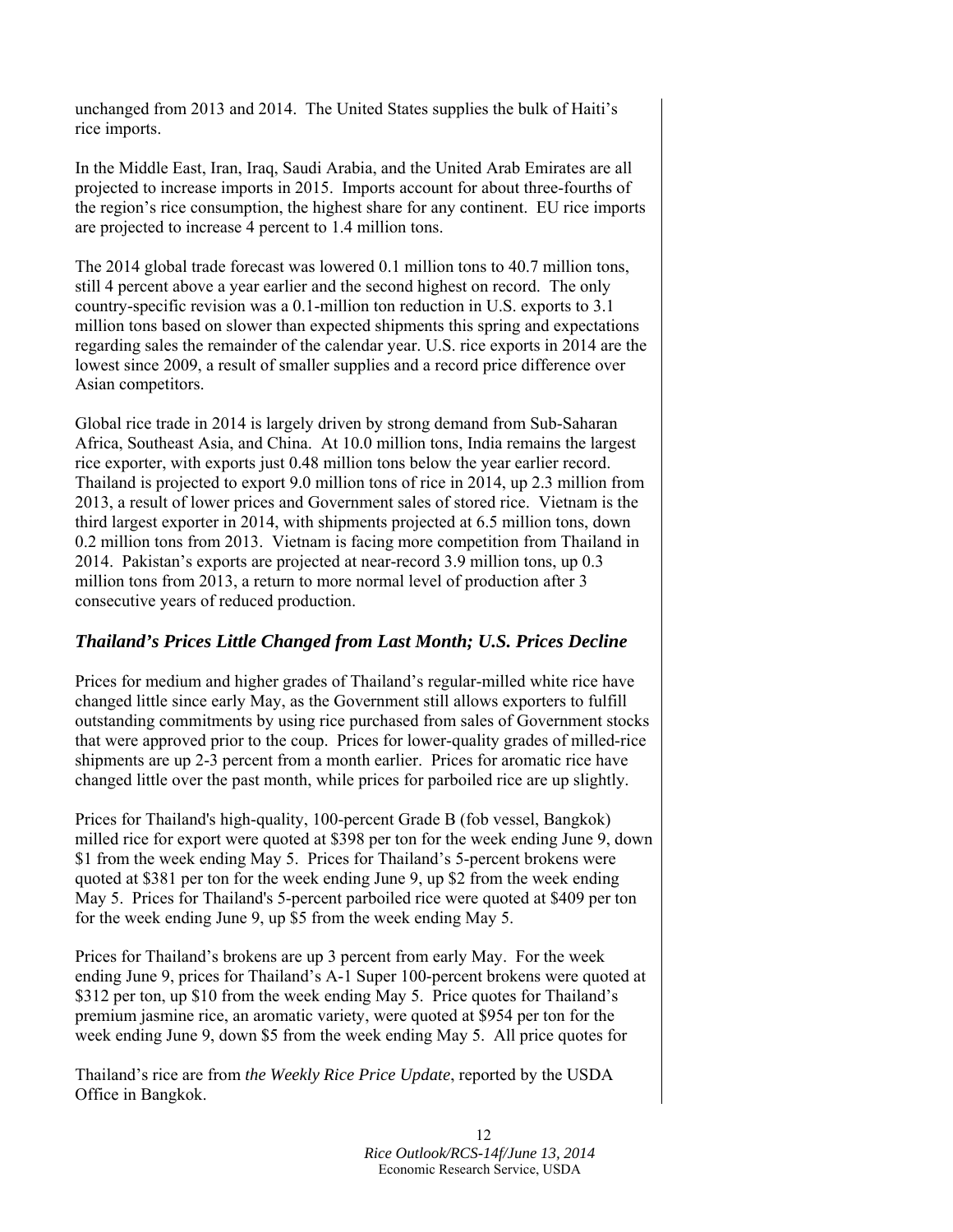unchanged from 2013 and 2014. The United States supplies the bulk of Haiti's rice imports.

In the Middle East, Iran, Iraq, Saudi Arabia, and the United Arab Emirates are all projected to increase imports in 2015. Imports account for about three-fourths of the region's rice consumption, the highest share for any continent. EU rice imports are projected to increase 4 percent to 1.4 million tons.

The 2014 global trade forecast was lowered 0.1 million tons to 40.7 million tons, still 4 percent above a year earlier and the second highest on record. The only country-specific revision was a 0.1-million ton reduction in U.S. exports to 3.1 million tons based on slower than expected shipments this spring and expectations regarding sales the remainder of the calendar year. U.S. rice exports in 2014 are the lowest since 2009, a result of smaller supplies and a record price difference over Asian competitors.

Global rice trade in 2014 is largely driven by strong demand from Sub-Saharan Africa, Southeast Asia, and China. At 10.0 million tons, India remains the largest rice exporter, with exports just 0.48 million tons below the year earlier record. Thailand is projected to export 9.0 million tons of rice in 2014, up 2.3 million from 2013, a result of lower prices and Government sales of stored rice. Vietnam is the third largest exporter in 2014, with shipments projected at 6.5 million tons, down 0.2 million tons from 2013. Vietnam is facing more competition from Thailand in 2014. Pakistan's exports are projected at near-record 3.9 million tons, up 0.3 million tons from 2013, a return to more normal level of production after 3 consecutive years of reduced production.

## *Thailand's Prices Little Changed from Last Month; U.S. Prices Decline*

Prices for medium and higher grades of Thailand's regular-milled white rice have changed little since early May, as the Government still allows exporters to fulfill outstanding commitments by using rice purchased from sales of Government stocks that were approved prior to the coup. Prices for lower-quality grades of milled-rice shipments are up 2-3 percent from a month earlier. Prices for aromatic rice have changed little over the past month, while prices for parboiled rice are up slightly.

Prices for Thailand's high-quality, 100-percent Grade B (fob vessel, Bangkok) milled rice for export were quoted at $398 per ton for the week ending June 9, down $1 from the week ending May 5. Prices for Thailand's 5-percent brokens were quoted at $381 per ton for the week ending June 9, up $2 from the week ending May 5. Prices for Thailand's 5-percent parboiled rice were quoted at $409 per ton for the week ending June 9, up $5 from the week ending May 5.

Prices for Thailand's brokens are up 3 percent from early May. For the week ending June 9, prices for Thailand's A-1 Super 100-percent brokens were quoted at $312 per ton, up $10 from the week ending May 5. Price quotes for Thailand's premium jasmine rice, an aromatic variety, were quoted at $954 per ton for the week ending June 9, down $5 from the week ending May 5. All price quotes for Thailand's rice are from *the Weekly Rice Price Update*, reported by the USDA Office in Bangkok.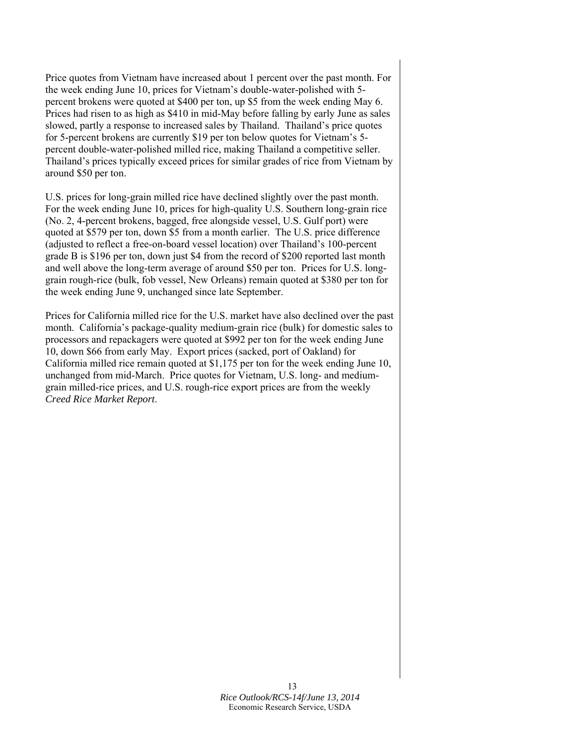Price quotes from Vietnam have increased about 1 percent over the past month. For the week ending June 10, prices for Vietnam's double-water-polished with 5-percent brokens were quoted at $400 per ton, up $5 from the week ending May 6. Prices had risen to as high as $410 in mid-May before falling by early June as sales slowed, partly a response to increased sales by Thailand. Thailand's price quotes for 5-percent brokens are currently $19 per ton below quotes for Vietnam's 5-percent double-water-polished milled rice, making Thailand a competitive seller. Thailand's prices typically exceed prices for similar grades of rice from Vietnam by around $50 per ton.

U.S. prices for long-grain milled rice have declined slightly over the past month. For the week ending June 10, prices for high-quality U.S. Southern long-grain rice (No. 2, 4-percent brokens, bagged, free alongside vessel, U.S. Gulf port) were quoted at $579 per ton, down $5 from a month earlier. The U.S. price difference (adjusted to reflect a free-on-board vessel location) over Thailand's 100-percent grade B is $196 per ton, down just $4 from the record of $200 reported last month and well above the long-term average of around $50 per ton. Prices for U.S. long-grain rough-rice (bulk, fob vessel, New Orleans) remain quoted at $380 per ton for the week ending June 9, unchanged since late September.

Prices for California milled rice for the U.S. market have also declined over the past month. California's package-quality medium-grain rice (bulk) for domestic sales to processors and repackagers were quoted at $992 per ton for the week ending June 10, down $66 from early May. Export prices (sacked, port of Oakland) for California milled rice remain quoted at $1,175 per ton for the week ending June 10, unchanged from mid-March. Price quotes for Vietnam, U.S. long- and medium-grain milled-rice prices, and U.S. rough-rice export prices are from the weekly *Creed Rice Market Report*.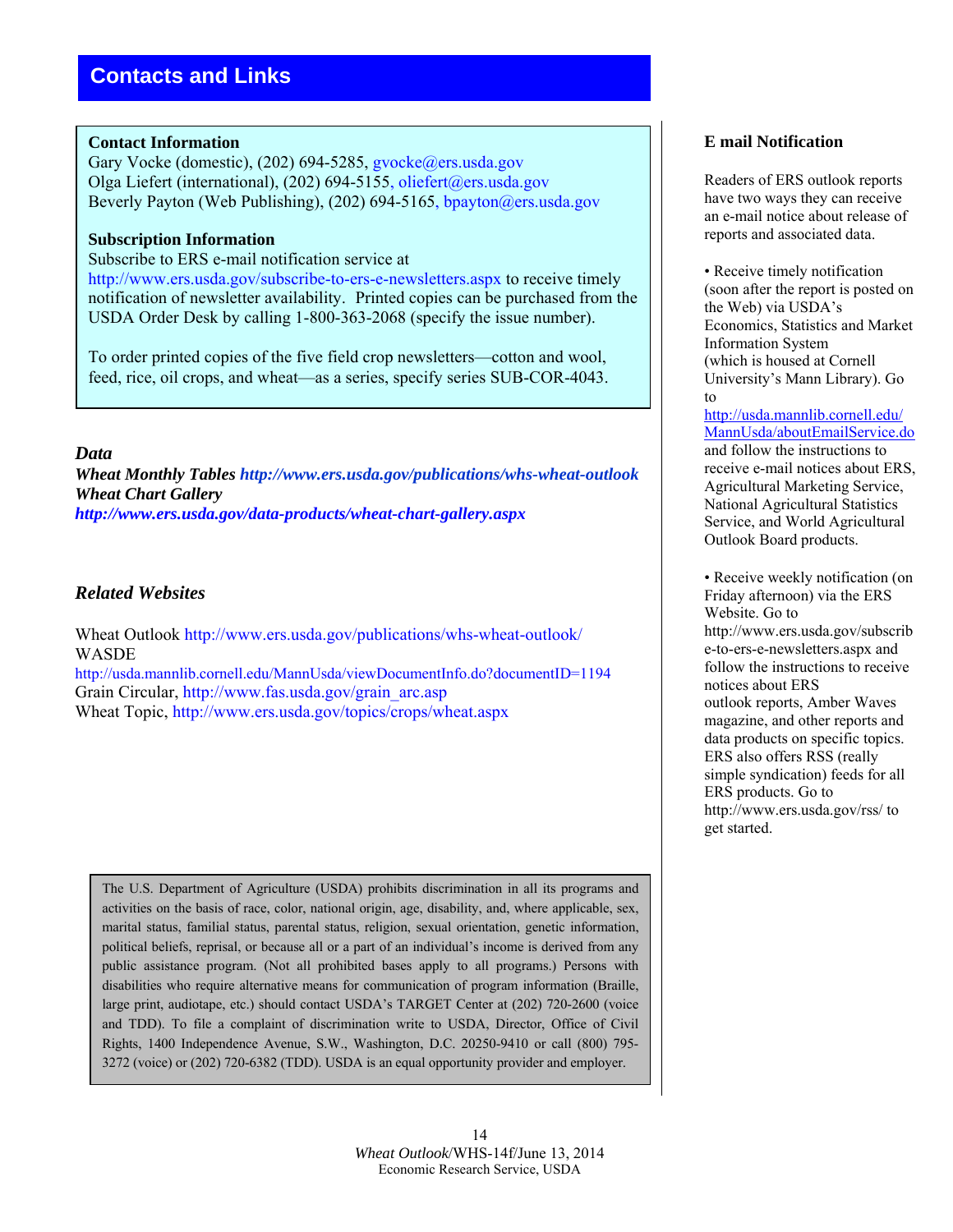# Contacts and Links

**Contact Information**

Gary Vocke (domestic), (202) 694-5285, gvocke@ers.usda.gov
Olga Liefert (international), (202) 694-5155, oliefert@ers.usda.gov
Beverly Payton (Web Publishing), (202) 694-5165, bpayton@ers.usda.gov

**Subscription Information**

Subscribe to ERS e-mail notification service at http://www.ers.usda.gov/subscribe-to-ers-e-newsletters.aspx to receive timely notification of newsletter availability. Printed copies can be purchased from the USDA Order Desk by calling 1-800-363-2068 (specify the issue number).

To order printed copies of the five field crop newsletters—cotton and wool, feed, rice, oil crops, and wheat—as a series, specify series SUB-COR-4043.

### *Data*

***Wheat Monthly Tables http://www.ers.usda.gov/publications/whs-wheat-outlook***
***Wheat Chart Gallery***
***http://www.ers.usda.gov/data-products/wheat-chart-gallery.aspx***

### *Related Websites*

Wheat Outlook http://www.ers.usda.gov/publications/whs-wheat-outlook/
WASDE
http://usda.mannlib.cornell.edu/MannUsda/viewDocumentInfo.do?documentID=1194
Grain Circular, http://www.fas.usda.gov/grain_arc.asp
Wheat Topic, http://www.ers.usda.gov/topics/crops/wheat.aspx

The U.S. Department of Agriculture (USDA) prohibits discrimination in all its programs and activities on the basis of race, color, national origin, age, disability, and, where applicable, sex, marital status, familial status, parental status, religion, sexual orientation, genetic information, political beliefs, reprisal, or because all or a part of an individual's income is derived from any public assistance program. (Not all prohibited bases apply to all programs.) Persons with disabilities who require alternative means for communication of program information (Braille, large print, audiotape, etc.) should contact USDA's TARGET Center at (202) 720-2600 (voice and TDD). To file a complaint of discrimination write to USDA, Director, Office of Civil Rights, 1400 Independence Avenue, S.W., Washington, D.C. 20250-9410 or call (800) 795-3272 (voice) or (202) 720-6382 (TDD). USDA is an equal opportunity provider and employer.

**E mail Notification**

Readers of ERS outlook reports have two ways they can receive an e-mail notice about release of reports and associated data.

- Receive timely notification (soon after the report is posted on the Web) via USDA's Economics, Statistics and Market Information System (which is housed at Cornell University's Mann Library). Go to http://usda.mannlib.cornell.edu/MannUsda/aboutEmailService.do and follow the instructions to receive e-mail notices about ERS, Agricultural Marketing Service, National Agricultural Statistics Service, and World Agricultural Outlook Board products.

- Receive weekly notification (on Friday afternoon) via the ERS Website. Go to http://www.ers.usda.gov/subscribe-to-ers-e-newsletters.aspx and follow the instructions to receive notices about ERS outlook reports, Amber Waves magazine, and other reports and data products on specific topics. ERS also offers RSS (really simple syndication) feeds for all ERS products. Go to http://www.ers.usda.gov/rss/ to get started.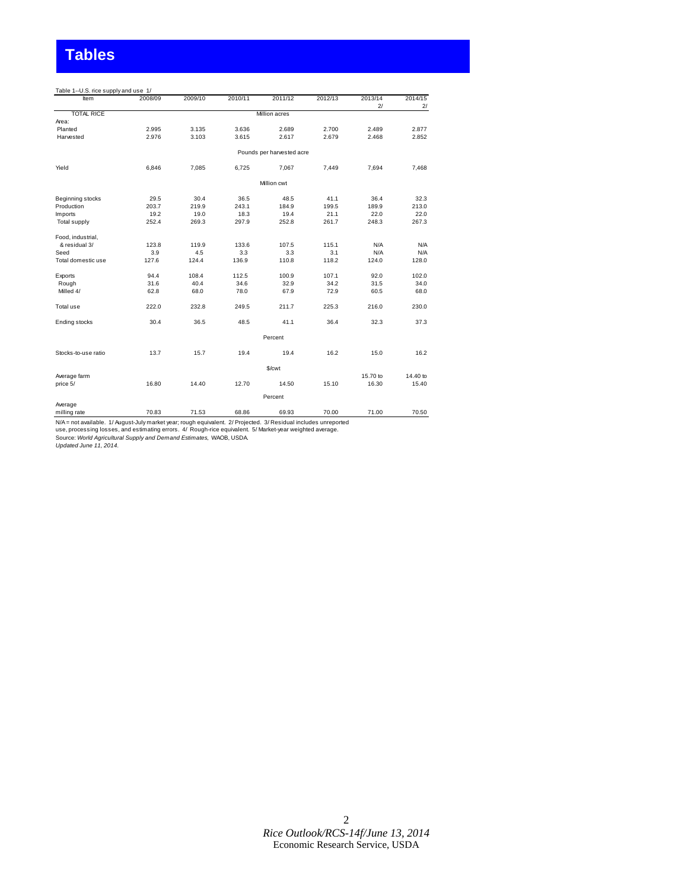# Tables

Table 1--U.S. rice supply and use 1/

| Item | 2008/09 | 2009/10 | 2010/11 | 2011/12 | 2012/13 | 2013/14 2/ | 2014/15 2/ |
|---|---|---|---|---|---|---|---|
| TOTAL RICE | | | | Million acres | | | |
| Area: | | | | | | | |
| Planted | 2.995 | 3.135 | 3.636 | 2.689 | 2.700 | 2.489 | 2.877 |
| Harvested | 2.976 | 3.103 | 3.615 | 2.617 | 2.679 | 2.468 | 2.852 |
| | | | | Pounds per harvested acre | | | |
| Yield | 6,846 | 7,085 | 6,725 | 7,067 | 7,449 | 7,694 | 7,468 |
| | | | | Million cwt | | | |
| Beginning stocks | 29.5 | 30.4 | 36.5 | 48.5 | 41.1 | 36.4 | 32.3 |
| Production | 203.7 | 219.9 | 243.1 | 184.9 | 199.5 | 189.9 | 213.0 |
| Imports | 19.2 | 19.0 | 18.3 | 19.4 | 21.1 | 22.0 | 22.0 |
| Total supply | 252.4 | 269.3 | 297.9 | 252.8 | 261.7 | 248.3 | 267.3 |
| Food, industrial, & residual 3/ | 123.8 | 119.9 | 133.6 | 107.5 | 115.1 | N/A | N/A |
| Seed | 3.9 | 4.5 | 3.3 | 3.3 | 3.1 | N/A | N/A |
| Total domestic use | 127.6 | 124.4 | 136.9 | 110.8 | 118.2 | 124.0 | 128.0 |
| Exports | 94.4 | 108.4 | 112.5 | 100.9 | 107.1 | 92.0 | 102.0 |
| Rough | 31.6 | 40.4 | 34.6 | 32.9 | 34.2 | 31.5 | 34.0 |
| Milled 4/ | 62.8 | 68.0 | 78.0 | 67.9 | 72.9 | 60.5 | 68.0 |
| Total use | 222.0 | 232.8 | 249.5 | 211.7 | 225.3 | 216.0 | 230.0 |
| Ending stocks | 30.4 | 36.5 | 48.5 | 41.1 | 36.4 | 32.3 | 37.3 |
| | | | | Percent | | | |
| Stocks-to-use ratio | 13.7 | 15.7 | 19.4 | 19.4 | 16.2 | 15.0 | 16.2 |
| | | | | $/cwt | | | |
| Average farm price 5/ | 16.80 | 14.40 | 12.70 | 14.50 | 15.10 | 15.70 to 16.30 | 14.40 to 15.40 |
| | | | | Percent | | | |
| Average milling rate | 70.83 | 71.53 | 68.86 | 69.93 | 70.00 | 71.00 | 70.50 |

N/A = not available. 1/ August-July market year; rough equivalent. 2/ Projected. 3/ Residual includes unreported use, processing losses, and estimating errors. 4/ Rough-rice equivalent. 5/ Market-year weighted average.
Source: *World Agricultural Supply and Demand Estimates*, WAOB, USDA.
*Updated June 11, 2014.*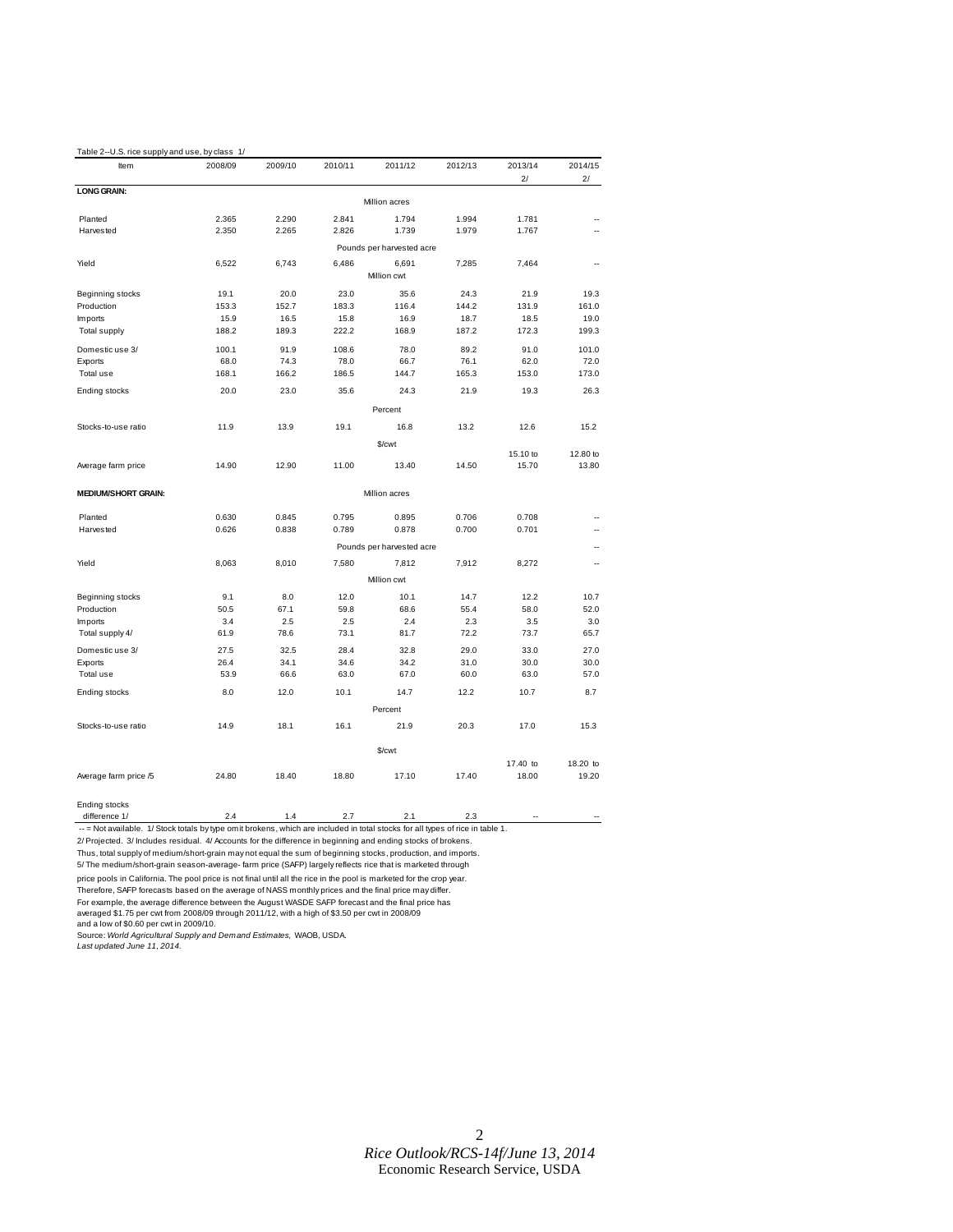Table 2--U.S. rice supply and use, by class 1/

| Item | 2008/09 | 2009/10 | 2010/11 | 2011/12 | 2012/13 | 2013/14 2/ | 2014/15 2/ |
|---|---|---|---|---|---|---|---|
| **LONG GRAIN:** | | | | | | | |
| | | | | Million acres | | | |
| Planted | 2.365 | 2.290 | 2.841 | 1.794 | 1.994 | 1.781 | -- |
| Harvested | 2.350 | 2.265 | 2.826 | 1.739 | 1.979 | 1.767 | -- |
| | | | | Pounds per harvested acre | | | |
| Yield | 6,522 | 6,743 | 6,486 | 6,691 | 7,285 | 7,464 | -- |
| | | | | Million cwt | | | |
| Beginning stocks | 19.1 | 20.0 | 23.0 | 35.6 | 24.3 | 21.9 | 19.3 |
| Production | 153.3 | 152.7 | 183.3 | 116.4 | 144.2 | 131.9 | 161.0 |
| Imports | 15.9 | 16.5 | 15.8 | 16.9 | 18.7 | 18.5 | 19.0 |
| Total supply | 188.2 | 189.3 | 222.2 | 168.9 | 187.2 | 172.3 | 199.3 |
| Domestic use 3/ | 100.1 | 91.9 | 108.6 | 78.0 | 89.2 | 91.0 | 101.0 |
| Exports | 68.0 | 74.3 | 78.0 | 66.7 | 76.1 | 62.0 | 72.0 |
| Total use | 168.1 | 166.2 | 186.5 | 144.7 | 165.3 | 153.0 | 173.0 |
| Ending stocks | 20.0 | 23.0 | 35.6 | 24.3 | 21.9 | 19.3 | 26.3 |
| | | | | Percent | | | |
| Stocks-to-use ratio | 11.9 | 13.9 | 19.1 | 16.8 | 13.2 | 12.6 | 15.2 |
| | | | | $/cwt | | | |
| Average farm price | 14.90 | 12.90 | 11.00 | 13.40 | 14.50 | 15.10 to 15.70 | 12.80 to 13.80 |
| **MEDIUM/SHORT GRAIN:** | | | | Million acres | | | |
| Planted | 0.630 | 0.845 | 0.795 | 0.895 | 0.706 | 0.708 | -- |
| Harvested | 0.626 | 0.838 | 0.789 | 0.878 | 0.700 | 0.701 | -- |
| | | | | Pounds per harvested acre | | | -- |
| Yield | 8,063 | 8,010 | 7,580 | 7,812 | 7,912 | 8,272 | -- |
| | | | | Million cwt | | | |
| Beginning stocks | 9.1 | 8.0 | 12.0 | 10.1 | 14.7 | 12.2 | 10.7 |
| Production | 50.5 | 67.1 | 59.8 | 68.6 | 55.4 | 58.0 | 52.0 |
| Imports | 3.4 | 2.5 | 2.5 | 2.4 | 2.3 | 3.5 | 3.0 |
| Total supply 4/ | 61.9 | 78.6 | 73.1 | 81.7 | 72.2 | 73.7 | 65.7 |
| Domestic use 3/ | 27.5 | 32.5 | 28.4 | 32.8 | 29.0 | 33.0 | 27.0 |
| Exports | 26.4 | 34.1 | 34.6 | 34.2 | 31.0 | 30.0 | 30.0 |
| Total use | 53.9 | 66.6 | 63.0 | 67.0 | 60.0 | 63.0 | 57.0 |
| Ending stocks | 8.0 | 12.0 | 10.1 | 14.7 | 12.2 | 10.7 | 8.7 |
| | | | | Percent | | | |
| Stocks-to-use ratio | 14.9 | 18.1 | 16.1 | 21.9 | 20.3 | 17.0 | 15.3 |
| | | | | $/cwt | | | |
| Average farm price /5 | 24.80 | 18.40 | 18.80 | 17.10 | 17.40 | 17.40 to 18.00 | 18.20 to 19.20 |
| Ending stocks difference 1/ | 2.4 | 1.4 | 2.7 | 2.1 | 2.3 | -- | -- |

-- = Not available. 1/ Stock totals by type omit brokens, which are included in total stocks for all types of rice in table 1.
2/ Projected. 3/ Includes residual. 4/ Accounts for the difference in beginning and ending stocks of brokens.
Thus, total supply of medium/short-grain may not equal the sum of beginning stocks, production, and imports.
5/ The medium/short-grain season-average- farm price (SAFP) largely reflects rice that is marketed through
price pools in California. The pool price is not final until all the rice in the pool is marketed for the crop year.
Therefore, SAFP forecasts based on the average of NASS monthly prices and the final price may differ.
For example, the average difference between the August WASDE SAFP forecast and the final price has
averaged $1.75 per cwt from 2008/09 through 2011/12, with a high of $3.50 per cwt in 2008/09
and a low of $0.60 per cwt in 2009/10.
Source: *World Agricultural Supply and Demand Estimates,* WAOB, USDA.
*Last updated June 11, 2014.*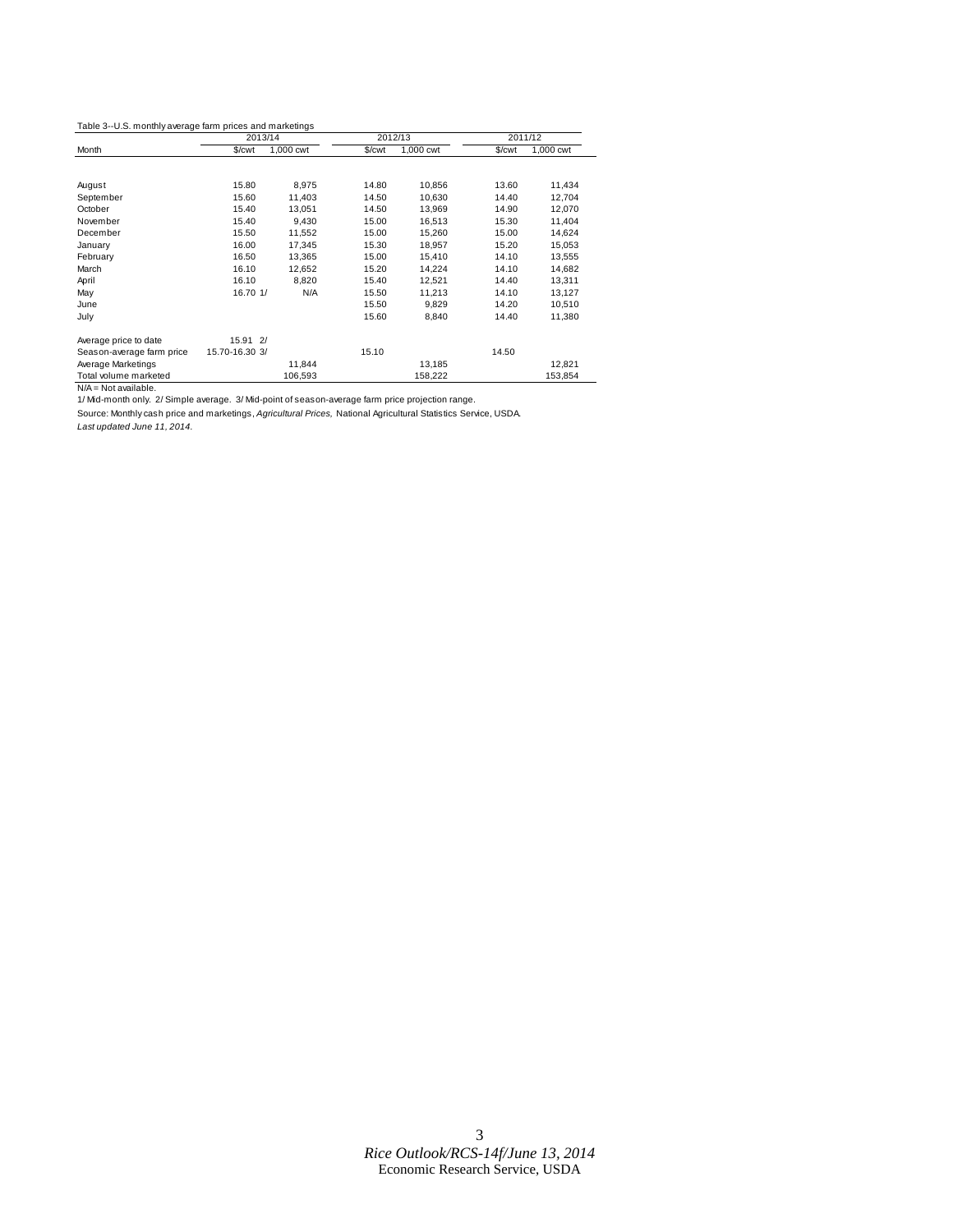Table 3--U.S. monthly average farm prices and marketings

| Month | 2013/14 | | 2012/13 | | 2011/12 | |
|---|---|---|---|---|---|---|
| | $/cwt | 1,000 cwt | $/cwt | 1,000 cwt | $/cwt | 1,000 cwt |
| August | 15.80 | 8,975 | 14.80 | 10,856 | 13.60 | 11,434 |
| September | 15.60 | 11,403 | 14.50 | 10,630 | 14.40 | 12,704 |
| October | 15.40 | 13,051 | 14.50 | 13,969 | 14.90 | 12,070 |
| November | 15.40 | 9,430 | 15.00 | 16,513 | 15.30 | 11,404 |
| December | 15.50 | 11,552 | 15.00 | 15,260 | 15.00 | 14,624 |
| January | 16.00 | 17,345 | 15.30 | 18,957 | 15.20 | 15,053 |
| February | 16.50 | 13,365 | 15.00 | 15,410 | 14.10 | 13,555 |
| March | 16.10 | 12,652 | 15.20 | 14,224 | 14.10 | 14,682 |
| April | 16.10 | 8,820 | 15.40 | 12,521 | 14.40 | 13,311 |
| May | 16.70 1/ | N/A | 15.50 | 11,213 | 14.10 | 13,127 |
| June | | | 15.50 | 9,829 | 14.20 | 10,510 |
| July | | | 15.60 | 8,840 | 14.40 | 11,380 |
| Average price to date | 15.91 2/ | | | | | |
| Season-average farm price | 15.70-16.30 3/ | | 15.10 | | 14.50 | |
| Average Marketings | | 11,844 | | 13,185 | | 12,821 |
| Total volume marketed | | 106,593 | | 158,222 | | 153,854 |

N/A = Not available.

1/ Mid-month only. 2/ Simple average. 3/ Mid-point of season-average farm price projection range.

Source: Monthly cash price and marketings, *Agricultural Prices,* National Agricultural Statistics Service, USDA.

*Last updated June 11, 2014.*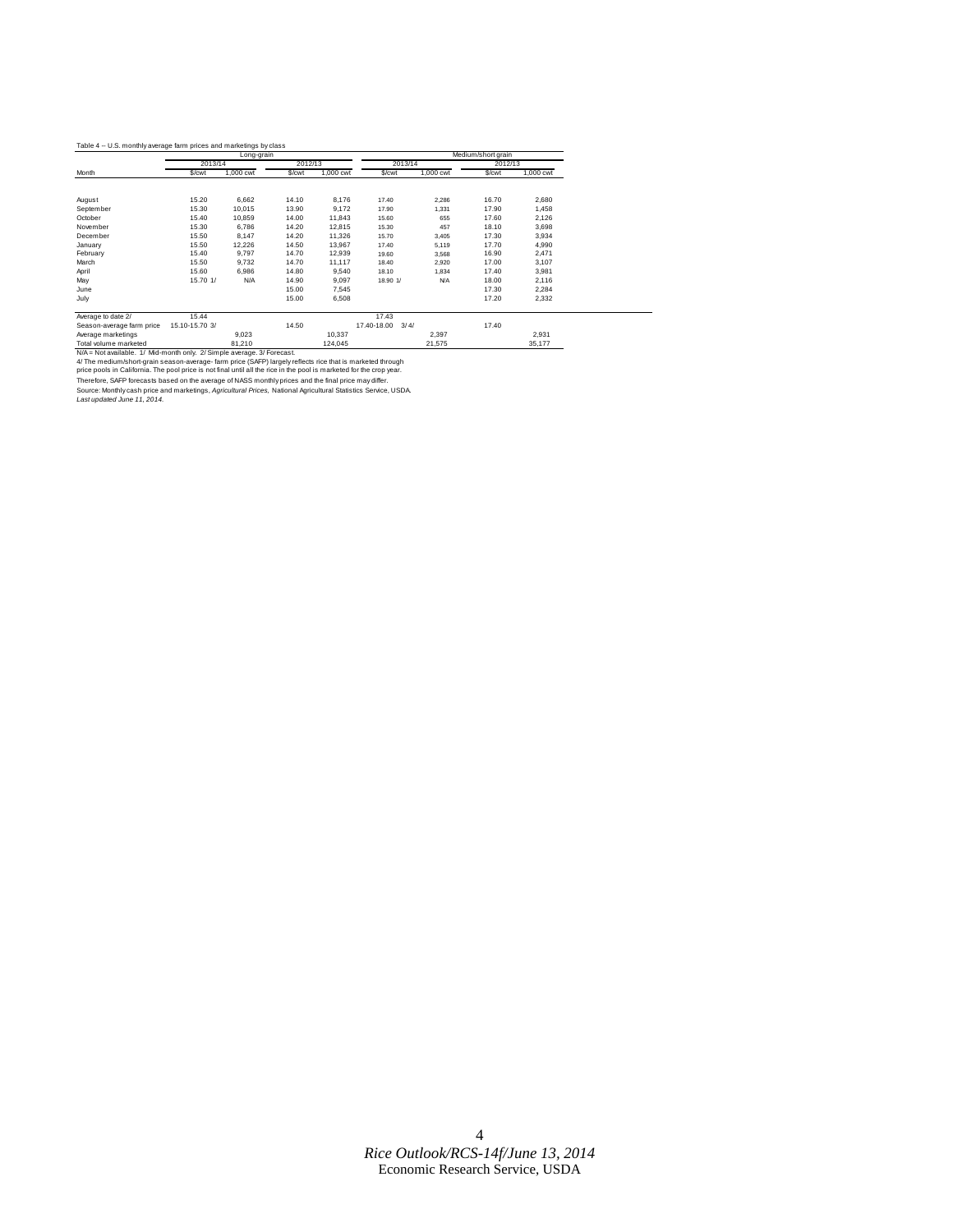Table 4 -- U.S. monthly average farm prices and marketings by class

| Month | Long-grain | | | | Medium/short grain | | | |
|---|---|---|---|---|---|---|---|---|
| | 2013/14 | | 2012/13 | | 2013/14 | | 2012/13 | |
| | $/cwt | 1,000 cwt | $/cwt | 1,000 cwt | $/cwt | 1,000 cwt | $/cwt | 1,000 cwt |
| August | 15.20 | 6,662 | 14.10 | 8,176 | 17.40 | 2,286 | 16.70 | 2,680 |
| September | 15.30 | 10,015 | 13.90 | 9,172 | 17.90 | 1,331 | 17.90 | 1,458 |
| October | 15.40 | 10,859 | 14.00 | 11,843 | 15.60 | 655 | 17.60 | 2,126 |
| November | 15.30 | 6,786 | 14.20 | 12,815 | 15.30 | 457 | 18.10 | 3,698 |
| December | 15.50 | 8,147 | 14.20 | 11,326 | 15.70 | 3,405 | 17.30 | 3,934 |
| January | 15.50 | 12,226 | 14.50 | 13,967 | 17.40 | 5,119 | 17.70 | 4,990 |
| February | 15.40 | 9,797 | 14.70 | 12,939 | 19.60 | 3,568 | 16.90 | 2,471 |
| March | 15.50 | 9,732 | 14.70 | 11,117 | 18.40 | 2,920 | 17.00 | 3,107 |
| April | 15.60 | 6,986 | 14.80 | 9,540 | 18.10 | 1,834 | 17.40 | 3,981 |
| May | 15.70 1/ | N/A | 14.90 | 9,097 | 18.90 1/ | N/A | 18.00 | 2,116 |
| June | | | 15.00 | 7,545 | | | 17.30 | 2,284 |
| July | | | 15.00 | 6,508 | | | 17.20 | 2,332 |
| Average to date 2/ | 15.44 | | | | 17.43 | | | |
| Season-average farm price | 15.10-15.70 3/ | | 14.50 | | 17.40-18.00 3/ 4/ | | 17.40 | |
| Average marketings | | 9,023 | | 10,337 | | 2,397 | | 2,931 |
| Total volume marketed | | 81,210 | | 124,045 | | 21,575 | | 35,177 |

N/A = Not available. 1/ Mid-month only. 2/ Simple average. 3/ Forecast.

4/ The medium/short-grain season-average- farm price (SAFP) largely reflects rice that is marketed through price pools in California. The pool price is not final until all the rice in the pool is marketed for the crop year.

Therefore, SAFP forecasts based on the average of NASS monthly prices and the final price may differ.

Source: Monthly cash price and marketings, *Agricultural Prices,* National Agricultural Statistics Service, USDA.

*Last updated June 11, 2014.*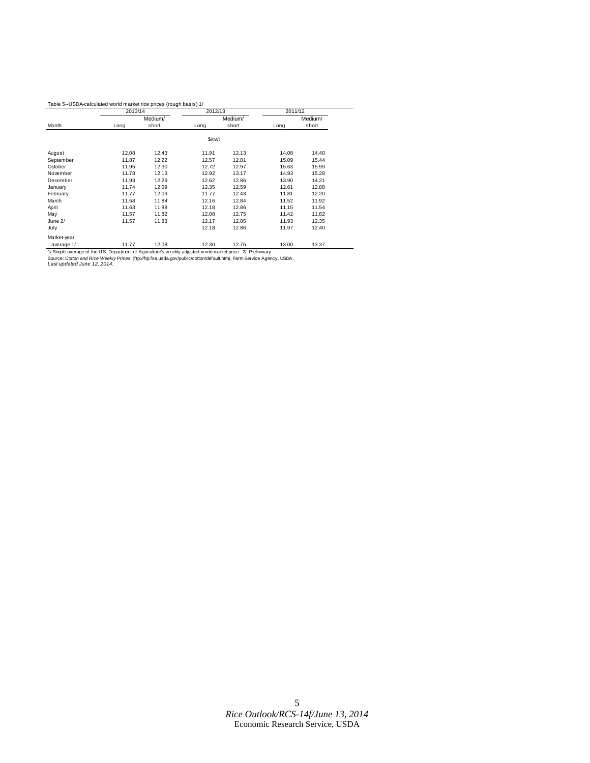Table 5--USDA-calculated world market rice prices (rough basis) 1/

| Month | 2013/14 | | 2012/13 | | 2011/12 | |
|---|---|---|---|---|---|---|
| | Long | Medium/ short | Long | Medium/ short | Long | Medium/ short |
| | | | $/cwt | | | |
| August | 12.08 | 12.43 | 11.91 | 12.13 | 14.08 | 14.40 |
| September | 11.87 | 12.22 | 12.57 | 12.81 | 15.09 | 15.44 |
| October | 11.95 | 12.30 | 12.72 | 12.97 | 15.63 | 15.99 |
| November | 11.78 | 12.13 | 12.92 | 13.17 | 14.93 | 15.28 |
| December | 11.93 | 12.29 | 12.62 | 12.86 | 13.90 | 14.21 |
| January | 11.74 | 12.09 | 12.35 | 12.59 | 12.61 | 12.88 |
| February | 11.77 | 12.03 | 11.77 | 12.43 | 11.81 | 12.20 |
| March | 11.58 | 11.84 | 12.16 | 12.84 | 11.52 | 11.92 |
| April | 11.63 | 11.88 | 12.18 | 12.86 | 11.15 | 11.54 |
| May | 11.57 | 11.82 | 12.08 | 12.75 | 11.42 | 11.82 |
| June 2/ | 11.57 | 11.83 | 12.17 | 12.85 | 11.93 | 12.35 |
| July | | | 12.18 | 12.86 | 11.97 | 12.40 |
| Market-year average 1/ | 11.77 | 12.08 | 12.30 | 12.76 | 13.00 | 13.37 |

1/ Simple average of the U.S. Department of Agriculture's weekly adjusted world market price. 2/ Preliminary.

Source: *Cotton and Rice Weekly Prices* (ftp://ftp.fsa.usda.gov/public/cotton/default.htm), Farm Service Agency, USDA.

*Last updated June 12, 2014.*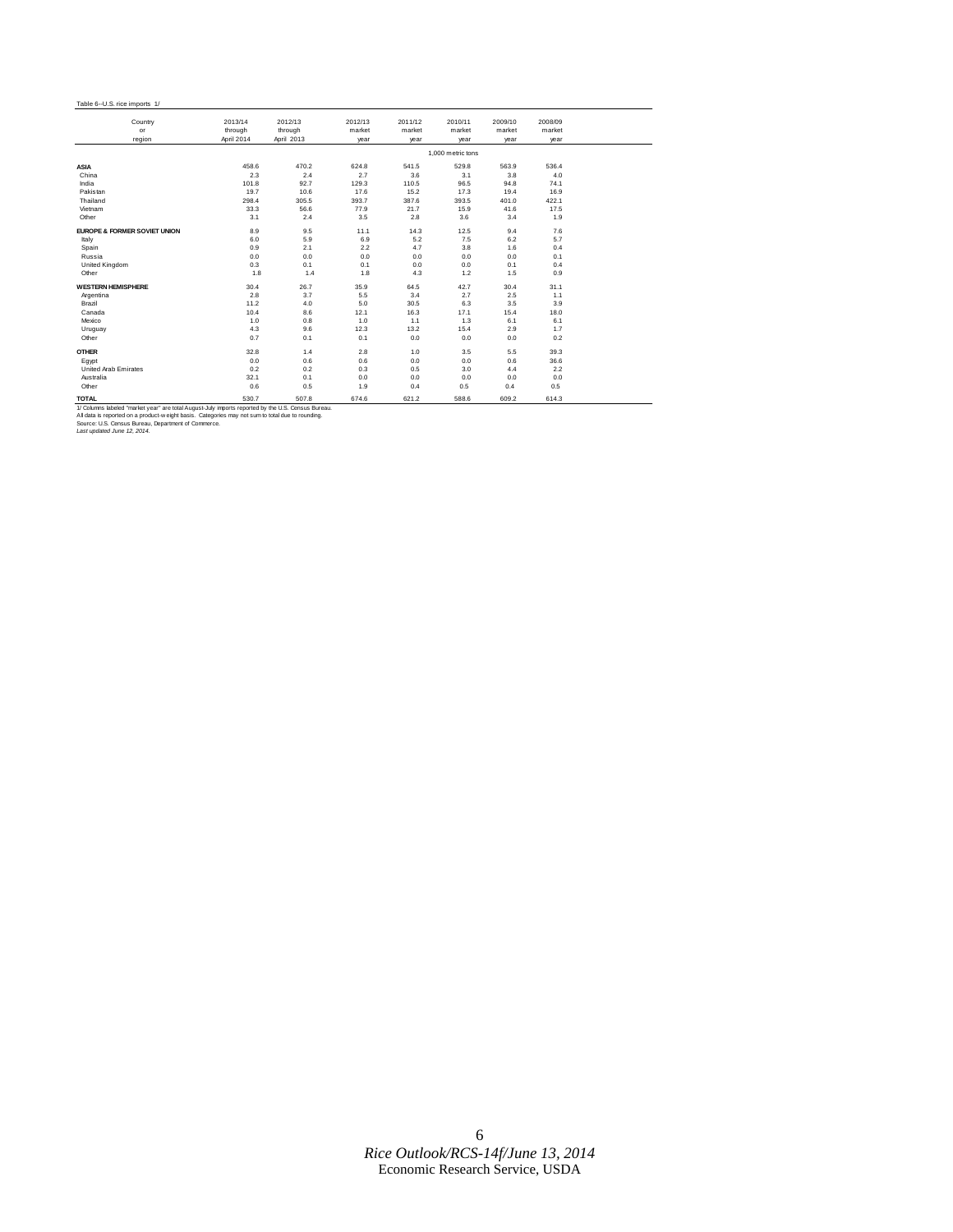Table 6--U.S. rice imports 1/

| Country or region | 2013/14 through April 2014 | 2012/13 through April 2013 | 2012/13 market year | 2011/12 market year | 2010/11 market year | 2009/10 market year | 2008/09 market year |
|---|---|---|---|---|---|---|---|
| | | | | | 1,000 metric tons | | |
| **ASIA** | 458.6 | 470.2 | 624.8 | 541.5 | 529.8 | 563.9 | 536.4 |
| China | 2.3 | 2.4 | 2.7 | 3.6 | 3.1 | 3.8 | 4.0 |
| India | 101.8 | 92.7 | 129.3 | 110.5 | 96.5 | 94.8 | 74.1 |
| Pakistan | 19.7 | 10.6 | 17.6 | 15.2 | 17.3 | 19.4 | 16.9 |
| Thailand | 298.4 | 305.5 | 393.7 | 387.6 | 393.5 | 401.0 | 422.1 |
| Vietnam | 33.3 | 56.6 | 77.9 | 21.7 | 15.9 | 41.6 | 17.5 |
| Other | 3.1 | 2.4 | 3.5 | 2.8 | 3.6 | 3.4 | 1.9 |
| **EUROPE & FORMER SOVIET UNION** | 8.9 | 9.5 | 11.1 | 14.3 | 12.5 | 9.4 | 7.6 |
| Italy | 6.0 | 5.9 | 6.9 | 5.2 | 7.5 | 6.2 | 5.7 |
| Spain | 0.9 | 2.1 | 2.2 | 4.7 | 3.8 | 1.6 | 0.4 |
| Russia | 0.0 | 0.0 | 0.0 | 0.0 | 0.0 | 0.0 | 0.1 |
| United Kingdom | 0.3 | 0.1 | 0.1 | 0.0 | 0.0 | 0.1 | 0.4 |
| Other | 1.8 | 1.4 | 1.8 | 4.3 | 1.2 | 1.5 | 0.9 |
| **WESTERN HEMISPHERE** | 30.4 | 26.7 | 35.9 | 64.5 | 42.7 | 30.4 | 31.1 |
| Argentina | 2.8 | 3.7 | 5.5 | 3.4 | 2.7 | 2.5 | 1.1 |
| Brazil | 11.2 | 4.0 | 5.0 | 30.5 | 6.3 | 3.5 | 3.9 |
| Canada | 10.4 | 8.6 | 12.1 | 16.3 | 17.1 | 15.4 | 18.0 |
| Mexico | 1.0 | 0.8 | 1.0 | 1.1 | 1.3 | 6.1 | 6.1 |
| Uruguay | 4.3 | 9.6 | 12.3 | 13.2 | 15.4 | 2.9 | 1.7 |
| Other | 0.7 | 0.1 | 0.1 | 0.0 | 0.0 | 0.0 | 0.2 |
| **OTHER** | 32.8 | 1.4 | 2.8 | 1.0 | 3.5 | 5.5 | 39.3 |
| Egypt | 0.0 | 0.6 | 0.6 | 0.0 | 0.0 | 0.6 | 36.6 |
| United Arab Emirates | 0.2 | 0.2 | 0.3 | 0.5 | 3.0 | 4.4 | 2.2 |
| Australia | 32.1 | 0.1 | 0.0 | 0.0 | 0.0 | 0.0 | 0.0 |
| Other | 0.6 | 0.5 | 1.9 | 0.4 | 0.5 | 0.4 | 0.5 |
| **TOTAL** | 530.7 | 507.8 | 674.6 | 621.2 | 588.6 | 609.2 | 614.3 |

1/ Columns labeled "market year" are total August-July imports reported by the U.S. Census Bureau.
All data is reported on a product-weight basis. Categories may not sum to total due to rounding.
Source: U.S. Census Bureau, Department of Commerce.
*Last updated June 12, 2014.*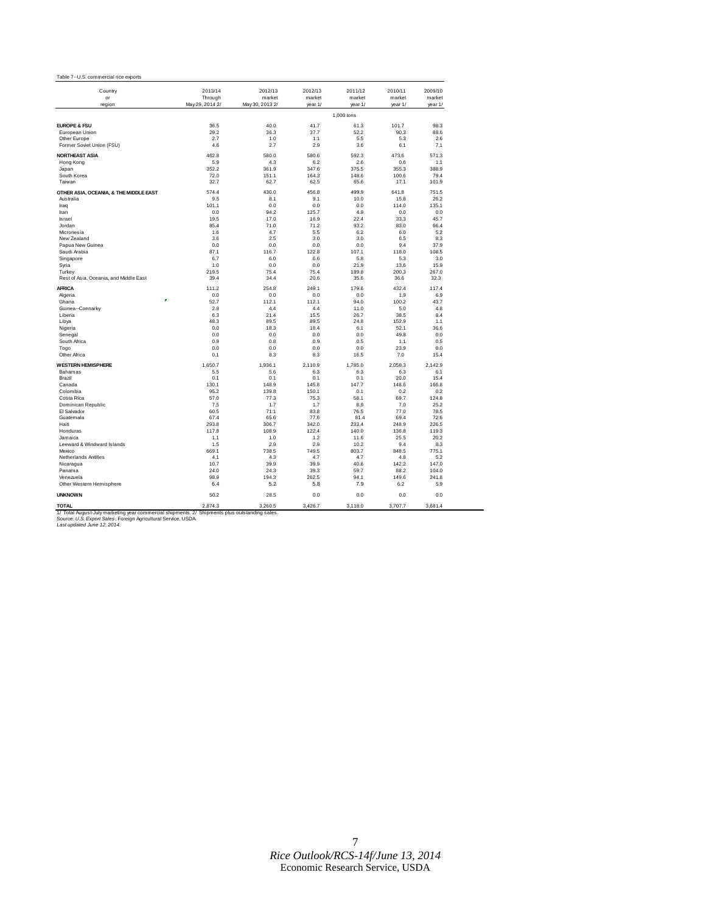Table 7--U.S. commercial rice exports

| Country or region | 2013/14 Through May 29, 2014 2/ | 2012/13 market May 30, 2013 2/ | 2012/13 market year 1/ | 2011/12 market year 1/ | 2010/11 market year 1/ | 2009/10 market year 1/ |
|---|---|---|---|---|---|---|
| | | | | 1,000 tons | | |
| **EUROPE & FSU** | 36.5 | 40.0 | 41.7 | 61.3 | 101.7 | 98.3 |
| European Union | 29.2 | 36.3 | 37.7 | 52.2 | 90.3 | 88.6 |
| Other Europe | 2.7 | 1.0 | 1.1 | 5.5 | 5.3 | 2.6 |
| Former Soviet Union (FSU) | 4.6 | 2.7 | 2.9 | 3.6 | 6.1 | 7.1 |
| **NORTHEAST ASIA** | 462.8 | 580.0 | 580.6 | 592.3 | 473.6 | 571.3 |
| Hong Kong | 5.9 | 4.3 | 6.2 | 2.6 | 0.6 | 1.1 |
| Japan | 352.2 | 361.9 | 347.6 | 375.5 | 355.3 | 388.9 |
| South Korea | 72.0 | 151.1 | 164.3 | 148.6 | 100.6 | 79.4 |
| Taiwan | 32.7 | 62.7 | 62.5 | 65.6 | 17.1 | 101.9 |
| **OTHER ASIA, OCEANIA, & THE MIDDLE EAST** | 574.4 | 430.0 | 456.8 | 499.9 | 641.8 | 751.5 |
| Australia | 9.5 | 8.1 | 9.1 | 10.0 | 15.8 | 26.2 |
| Iraq | 101.1 | 0.0 | 0.0 | 0.0 | 114.0 | 135.1 |
| Iran | 0.0 | 94.2 | 125.7 | 4.9 | 0.0 | 0.0 |
| Israel | 19.5 | 17.0 | 16.9 | 22.4 | 33.3 | 45.7 |
| Jordan | 85.4 | 71.0 | 71.2 | 93.2 | 83.0 | 66.4 |
| Micronesia | 1.6 | 4.7 | 5.5 | 6.2 | 6.0 | 5.2 |
| New Zealand | 3.6 | 2.5 | 3.0 | 3.0 | 6.5 | 8.3 |
| Papua New Guinea | 0.0 | 0.0 | 0.0 | 0.0 | 9.4 | 37.9 |
| Saudi Arabia | 87.1 | 116.7 | 122.8 | 107.1 | 118.0 | 108.5 |
| Singapore | 6.7 | 6.0 | 6.6 | 5.8 | 5.3 | 3.0 |
| Syria | 1.0 | 0.0 | 0.0 | 21.9 | 13.6 | 15.9 |
| Turkey | 219.5 | 75.4 | 75.4 | 189.8 | 200.3 | 267.0 |
| Rest of Asia, Oceania, and Middle East | 39.4 | 34.4 | 20.6 | 35.6 | 36.6 | 32.3 |
| **AFRICA** | 111.2 | 254.8 | 249.1 | 179.6 | 432.4 | 117.4 |
| Algeria | 0.0 | 0.0 | 0.0 | 0.0 | 1.9 | 6.9 |
| Ghana | 52.7 | 112.1 | 112.1 | 94.0 | 100.2 | 43.7 |
| Guinea--Connarky | 2.9 | 4.4 | 4.4 | 11.0 | 5.0 | 4.8 |
| Liberia | 6.3 | 21.4 | 15.5 | 26.7 | 38.5 | 8.4 |
| Libya | 48.3 | 89.5 | 89.5 | 24.8 | 152.9 | 1.1 |
| Nigeria | 0.0 | 18.3 | 18.4 | 6.1 | 52.1 | 36.6 |
| Senegal | 0.0 | 0.0 | 0.0 | 0.0 | 49.8 | 0.0 |
| South Africa | 0.9 | 0.8 | 0.9 | 0.5 | 1.1 | 0.5 |
| Togo | 0.0 | 0.0 | 0.0 | 0.0 | 23.9 | 0.0 |
| Other Africa | 0.1 | 8.3 | 8.3 | 16.5 | 7.0 | 15.4 |
| **WESTERN HEMISPHERE** | 1,650.7 | 1,936.1 | 2,110.9 | 1,785.0 | 2,058.3 | 2,142.9 |
| Bahamas | 5.5 | 5.6 | 6.3 | 6.3 | 6.3 | 6.1 |
| Brazil | 0.1 | 0.1 | 0.1 | 0.1 | 20.0 | 15.4 |
| Canada | 130.1 | 148.9 | 145.8 | 147.7 | 148.6 | 166.8 |
| Colombia | 95.2 | 139.8 | 150.1 | 0.1 | 0.2 | 0.2 |
| Costa Rica | 57.0 | 77.3 | 75.3 | 58.1 | 69.7 | 124.8 |
| Dominican Republic | 7.5 | 1.7 | 1.7 | 8.9 | 7.0 | 25.2 |
| El Salvador | 60.5 | 71.1 | 83.8 | 76.5 | 77.0 | 78.5 |
| Guatemala | 67.4 | 65.6 | 77.6 | 81.4 | 69.4 | 72.6 |
| Haiti | 293.8 | 306.7 | 342.0 | 233.4 | 248.9 | 226.5 |
| Honduras | 117.8 | 108.9 | 122.4 | 140.0 | 136.8 | 119.3 |
| Jamaica | 1.1 | 1.0 | 1.2 | 11.6 | 25.5 | 20.2 |
| Leeward & Windward Islands | 1.5 | 2.9 | 2.9 | 10.2 | 9.4 | 8.3 |
| Mexico | 669.1 | 738.5 | 749.5 | 803.7 | 848.5 | 775.1 |
| Netherlands Antilles | 4.1 | 4.3 | 4.7 | 4.7 | 4.8 | 5.2 |
| Nicaragua | 10.7 | 39.9 | 39.9 | 40.6 | 142.2 | 147.0 |
| Panama | 24.0 | 24.3 | 39.3 | 59.7 | 88.2 | 104.0 |
| Venezuela | 98.9 | 194.3 | 262.5 | 94.1 | 149.6 | 241.8 |
| Other Western Hemisphere | 6.4 | 5.2 | 5.8 | 7.9 | 6.2 | 5.9 |
| **UNKNOWN** | 50.2 | 28.5 | 0.0 | 0.0 | 0.0 | 0.0 |
| **TOTAL** | 2,874.3 | 3,260.5 | 3,426.7 | 3,118.0 | 3,707.7 | 3,681.4 |

1/ Total August-July marketing year commercial shipments. 2/ Shipments plus outstanding sales.
Source: *U.S. Export Sales*, Foreign Agricultural Service, USDA.
*Last updated June 12, 2014.*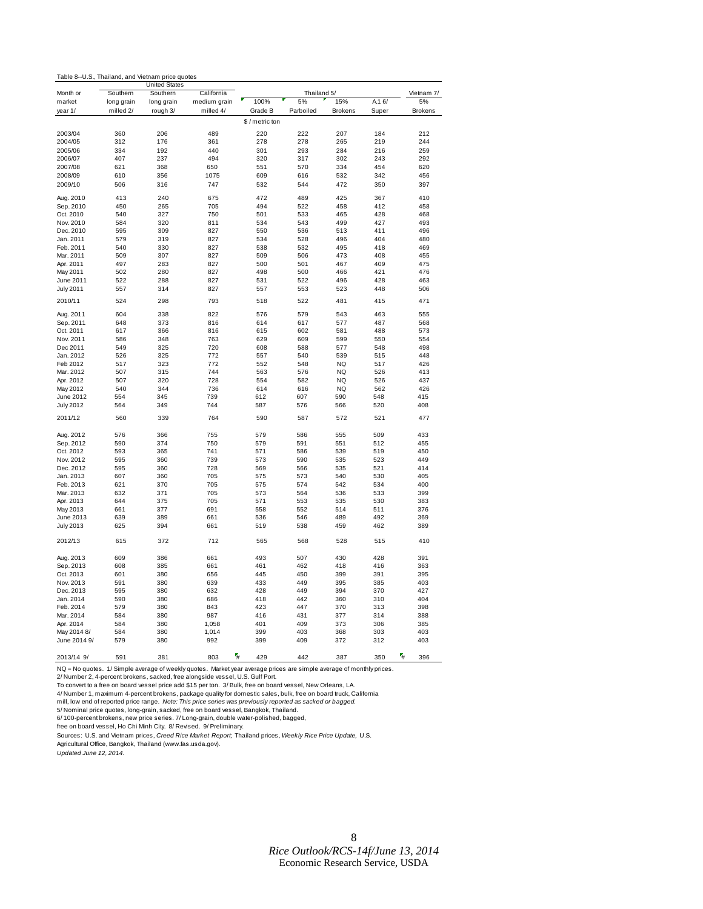Table 8--U.S., Thailand, and Vietnam price quotes

| Month or market year 1/ | United States Southern long grain milled 2/ | Southern long grain rough 3/ | California medium grain milled 4/ | Thailand 5/ 100% Grade B | 5% Parboiled | 15% Brokens | A.1 6/ Super | Vietnam 7/ 5% Brokens |
|---|---|---|---|---|---|---|---|---|
| | | | | $ / metric ton | | | | |
| 2003/04 | 360 | 206 | 489 | 220 | 222 | 207 | 184 | 212 |
| 2004/05 | 312 | 176 | 361 | 278 | 278 | 265 | 219 | 244 |
| 2005/06 | 334 | 192 | 440 | 301 | 293 | 284 | 216 | 259 |
| 2006/07 | 407 | 237 | 494 | 320 | 317 | 302 | 243 | 292 |
| 2007/08 | 621 | 368 | 650 | 551 | 570 | 334 | 454 | 620 |
| 2008/09 | 610 | 356 | 1075 | 609 | 616 | 532 | 342 | 456 |
| 2009/10 | 506 | 316 | 747 | 532 | 544 | 472 | 350 | 397 |
| Aug. 2010 | 413 | 240 | 675 | 472 | 489 | 425 | 367 | 410 |
| Sep. 2010 | 450 | 265 | 705 | 494 | 522 | 458 | 412 | 458 |
| Oct. 2010 | 540 | 327 | 750 | 501 | 533 | 465 | 428 | 468 |
| Nov. 2010 | 584 | 320 | 811 | 534 | 543 | 499 | 427 | 493 |
| Dec. 2010 | 595 | 309 | 827 | 550 | 536 | 513 | 411 | 496 |
| Jan. 2011 | 579 | 319 | 827 | 534 | 528 | 496 | 404 | 480 |
| Feb. 2011 | 540 | 330 | 827 | 538 | 532 | 495 | 418 | 469 |
| Mar. 2011 | 509 | 307 | 827 | 509 | 506 | 473 | 408 | 455 |
| Apr. 2011 | 497 | 283 | 827 | 500 | 501 | 467 | 409 | 475 |
| May 2011 | 502 | 280 | 827 | 498 | 500 | 466 | 421 | 476 |
| June 2011 | 522 | 288 | 827 | 531 | 522 | 496 | 428 | 463 |
| July 2011 | 557 | 314 | 827 | 557 | 553 | 523 | 448 | 506 |
| 2010/11 | 524 | 298 | 793 | 518 | 522 | 481 | 415 | 471 |
| Aug. 2011 | 604 | 338 | 822 | 576 | 579 | 543 | 463 | 555 |
| Sep. 2011 | 648 | 373 | 816 | 614 | 617 | 577 | 487 | 568 |
| Oct. 2011 | 617 | 366 | 816 | 615 | 602 | 581 | 488 | 573 |
| Nov. 2011 | 586 | 348 | 763 | 629 | 609 | 599 | 550 | 554 |
| Dec 2011 | 549 | 325 | 720 | 608 | 588 | 577 | 548 | 498 |
| Jan. 2012 | 526 | 325 | 772 | 557 | 540 | 539 | 515 | 448 |
| Feb 2012 | 517 | 323 | 772 | 552 | 548 | NQ | 517 | 426 |
| Mar. 2012 | 507 | 315 | 744 | 563 | 576 | NQ | 526 | 413 |
| Apr. 2012 | 507 | 320 | 728 | 554 | 582 | NQ | 526 | 437 |
| May 2012 | 540 | 344 | 736 | 614 | 616 | NQ | 562 | 426 |
| June 2012 | 554 | 345 | 739 | 612 | 607 | 590 | 548 | 415 |
| July 2012 | 564 | 349 | 744 | 587 | 576 | 566 | 520 | 408 |
| 2011/12 | 560 | 339 | 764 | 590 | 587 | 572 | 521 | 477 |
| Aug. 2012 | 576 | 366 | 755 | 579 | 586 | 555 | 509 | 433 |
| Sep. 2012 | 590 | 374 | 750 | 579 | 591 | 551 | 512 | 455 |
| Oct. 2012 | 593 | 365 | 741 | 571 | 586 | 539 | 519 | 450 |
| Nov. 2012 | 595 | 360 | 739 | 573 | 590 | 535 | 523 | 449 |
| Dec. 2012 | 595 | 360 | 728 | 569 | 566 | 535 | 521 | 414 |
| Jan. 2013 | 607 | 360 | 705 | 575 | 573 | 540 | 530 | 405 |
| Feb. 2013 | 621 | 370 | 705 | 575 | 574 | 542 | 534 | 400 |
| Mar. 2013 | 632 | 371 | 705 | 573 | 564 | 536 | 533 | 399 |
| Apr. 2013 | 644 | 375 | 705 | 571 | 553 | 535 | 530 | 383 |
| May 2013 | 661 | 377 | 691 | 558 | 552 | 514 | 511 | 376 |
| June 2013 | 639 | 389 | 661 | 536 | 546 | 489 | 492 | 369 |
| July 2013 | 625 | 394 | 661 | 519 | 538 | 459 | 462 | 389 |
| 2012/13 | 615 | 372 | 712 | 565 | 568 | 528 | 515 | 410 |
| Aug. 2013 | 609 | 386 | 661 | 493 | 507 | 430 | 428 | 391 |
| Sep. 2013 | 608 | 385 | 661 | 461 | 462 | 418 | 416 | 363 |
| Oct. 2013 | 601 | 380 | 656 | 445 | 450 | 399 | 391 | 395 |
| Nov. 2013 | 591 | 380 | 639 | 433 | 449 | 395 | 385 | 403 |
| Dec. 2013 | 595 | 380 | 632 | 428 | 449 | 394 | 370 | 427 |
| Jan. 2014 | 590 | 380 | 686 | 418 | 442 | 360 | 310 | 404 |
| Feb. 2014 | 579 | 380 | 843 | 423 | 447 | 370 | 313 | 398 |
| Mar. 2014 | 584 | 380 | 987 | 416 | 431 | 377 | 314 | 388 |
| Apr. 2014 | 584 | 380 | 1,058 | 401 | 409 | 373 | 306 | 385 |
| May 2014 8/ | 584 | 380 | 1,014 | 399 | 403 | 368 | 303 | 403 |
| June 2014 9/ | 579 | 380 | 992 | 399 | 409 | 372 | 312 | 403 |
| 2013/14 9/ | 591 | 381 | 803 | 429 | 442 | 387 | 350 | 396 |

NQ = No quotes. 1/ Simple average of weekly quotes. Market year average prices are simple average of monthly prices.
2/ Number 2, 4-percent brokens, sacked, free alongside vessel, U.S. Gulf Port.
To convert to a free on board vessel price add $15 per ton. 3/ Bulk, free on board vessel, New Orleans, LA.
4/ Number 1, maximum 4-percent brokens, package quality for domestic sales, bulk, free on board truck, California mill, low end of reported price range. *Note: This price series was previously reported as sacked or bagged.*
5/ Nominal price quotes, long-grain, sacked, free on board vessel, Bangkok, Thailand.
6/ 100-percent brokens, new price series. 7/ Long-grain, double water-polished, bagged, free on board vessel, Ho Chi Minh City. 8/ Revised. 9/ Preliminary.
Sources: U.S. and Vietnam prices, *Creed Rice Market Report;* Thailand prices, *Weekly Rice Price Update,* U.S. Agricultural Office, Bangkok, Thailand (www.fas.usda.gov).
*Updated June 12, 2014.*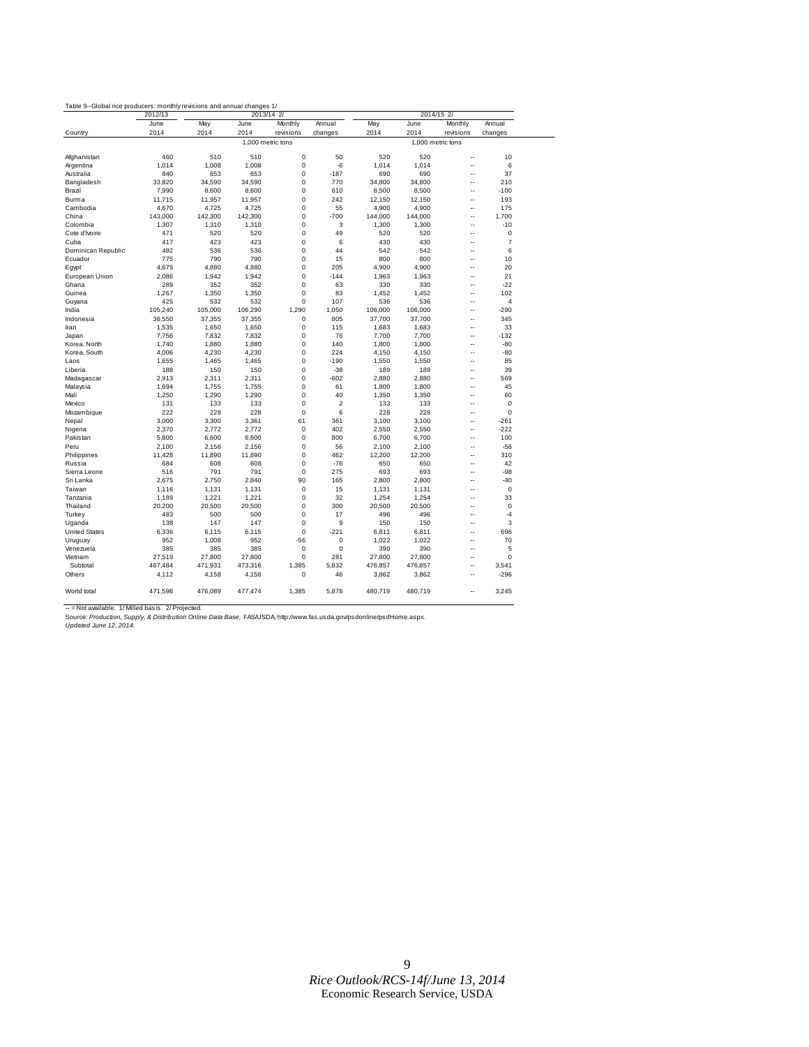Table 9--Global rice producers: monthly revisions and annual changes 1/

| | 2012/13 | 2013/14 2/ | | | | 2014/15 2/ | | | |
|---|---|---|---|---|---|---|---|---|---|
| | June | May | June | Monthly | Annual | May | June | Monthly | Annual |
| Country | 2014 | 2014 | 2014 | revisions | changes | 2014 | 2014 | revisions | changes |
| | | 1,000 metric tons | | | | 1,000 metric tons | | | |
| Afghanistan | 460 | 510 | 510 | 0 | 50 | 520 | 520 | -- | 10 |
| Argentina | 1,014 | 1,008 | 1,008 | 0 | -6 | 1,014 | 1,014 | -- | 6 |
| Australia | 840 | 653 | 653 | 0 | -187 | 690 | 690 | -- | 37 |
| Bangladesh | 33,820 | 34,590 | 34,590 | 0 | 770 | 34,800 | 34,800 | -- | 210 |
| Brazil | 7,990 | 8,600 | 8,600 | 0 | 610 | 8,500 | 8,500 | -- | -100 |
| Burma | 11,715 | 11,957 | 11,957 | 0 | 242 | 12,150 | 12,150 | -- | 193 |
| Cambodia | 4,670 | 4,725 | 4,725 | 0 | 55 | 4,900 | 4,900 | -- | 175 |
| China | 143,000 | 142,300 | 142,300 | 0 | -700 | 144,000 | 144,000 | -- | 1,700 |
| Colombia | 1,307 | 1,310 | 1,310 | 0 | 3 | 1,300 | 1,300 | -- | -10 |
| Cote d'Ivoire | 471 | 520 | 520 | 0 | 49 | 520 | 520 | -- | 0 |
| Cuba | 417 | 423 | 423 | 0 | 6 | 430 | 430 | -- | 7 |
| Dominican Republic | 492 | 536 | 536 | 0 | 44 | 542 | 542 | -- | 6 |
| Ecuador | 775 | 790 | 790 | 0 | 15 | 800 | 800 | -- | 10 |
| Egypt | 4,675 | 4,880 | 4,880 | 0 | 205 | 4,900 | 4,900 | -- | 20 |
| European Union | 2,086 | 1,942 | 1,942 | 0 | -144 | 1,963 | 1,963 | -- | 21 |
| Ghana | 289 | 352 | 352 | 0 | 63 | 330 | 330 | -- | -22 |
| Guinea | 1,267 | 1,350 | 1,350 | 0 | 83 | 1,452 | 1,452 | -- | 102 |
| Guyana | 425 | 532 | 532 | 0 | 107 | 536 | 536 | -- | 4 |
| India | 105,240 | 105,000 | 106,290 | 1,290 | 1,050 | 106,000 | 106,000 | -- | -290 |
| Indonesia | 36,550 | 37,355 | 37,355 | 0 | 805 | 37,700 | 37,700 | -- | 345 |
| Iran | 1,535 | 1,650 | 1,650 | 0 | 115 | 1,683 | 1,683 | -- | 33 |
| Japan | 7,756 | 7,832 | 7,832 | 0 | 76 | 7,700 | 7,700 | -- | -132 |
| Korea, North | 1,740 | 1,880 | 1,880 | 0 | 140 | 1,800 | 1,800 | -- | -80 |
| Korea, South | 4,006 | 4,230 | 4,230 | 0 | 224 | 4,150 | 4,150 | -- | -80 |
| Laos | 1,655 | 1,465 | 1,465 | 0 | -190 | 1,550 | 1,550 | -- | 85 |
| Liberia | 188 | 150 | 150 | 0 | -38 | 189 | 189 | -- | 39 |
| Madagascar | 2,913 | 2,311 | 2,311 | 0 | -602 | 2,880 | 2,880 | -- | 569 |
| Malaysia | 1,694 | 1,755 | 1,755 | 0 | 61 | 1,800 | 1,800 | -- | 45 |
| Mali | 1,250 | 1,290 | 1,290 | 0 | 40 | 1,350 | 1,350 | -- | 60 |
| Mexico | 131 | 133 | 133 | 0 | 2 | 133 | 133 | -- | 0 |
| Mozambique | 222 | 228 | 228 | 0 | 6 | 228 | 228 | -- | 0 |
| Nepal | 3,000 | 3,300 | 3,361 | 61 | 361 | 3,100 | 3,100 | -- | -261 |
| Nigeria | 2,370 | 2,772 | 2,772 | 0 | 402 | 2,550 | 2,550 | -- | -222 |
| Pakistan | 5,800 | 6,600 | 6,600 | 0 | 800 | 6,700 | 6,700 | -- | 100 |
| Peru | 2,100 | 2,156 | 2,156 | 0 | 56 | 2,100 | 2,100 | -- | -56 |
| Philippines | 11,428 | 11,890 | 11,890 | 0 | 462 | 12,200 | 12,200 | -- | 310 |
| Russia | 684 | 608 | 608 | 0 | -76 | 650 | 650 | -- | 42 |
| Sierra Leone | 516 | 791 | 791 | 0 | 275 | 693 | 693 | -- | -98 |
| Sri Lanka | 2,675 | 2,750 | 2,840 | 90 | 165 | 2,800 | 2,800 | -- | -40 |
| Taiwan | 1,116 | 1,131 | 1,131 | 0 | 15 | 1,131 | 1,131 | -- | 0 |
| Tanzania | 1,189 | 1,221 | 1,221 | 0 | 32 | 1,254 | 1,254 | -- | 33 |
| Thailand | 20,200 | 20,500 | 20,500 | 0 | 300 | 20,500 | 20,500 | -- | 0 |
| Turkey | 483 | 500 | 500 | 0 | 17 | 496 | 496 | -- | -4 |
| Uganda | 138 | 147 | 147 | 0 | 9 | 150 | 150 | -- | 3 |
| United States | 6,336 | 6,115 | 6,115 | 0 | -221 | 6,811 | 6,811 | -- | 696 |
| Uruguay | 952 | 1,008 | 952 | -56 | 0 | 1,022 | 1,022 | -- | 70 |
| Venezuela | 385 | 385 | 385 | 0 | 0 | 390 | 390 | -- | 5 |
| Vietnam | 27,519 | 27,800 | 27,800 | 0 | 281 | 27,800 | 27,800 | -- | 0 |
| Subtotal | 467,484 | 471,931 | 473,316 | 1,385 | 5,832 | 476,857 | 476,857 | -- | 3,541 |
| Others | 4,112 | 4,158 | 4,158 | 0 | 46 | 3,862 | 3,862 | -- | -296 |
| World total | 471,596 | 476,089 | 477,474 | 1,385 | 5,878 | 480,719 | 480,719 | -- | 3,245 |

-- = Not available. 1/ Milled basis. 2/ Projected.

Source: *Production, Supply, & Distribution Online Data Base,* FAS/USDA, http://www.fas.usda.gov/psdonline/psdHome.aspx.

*Updated June 12, 2014.*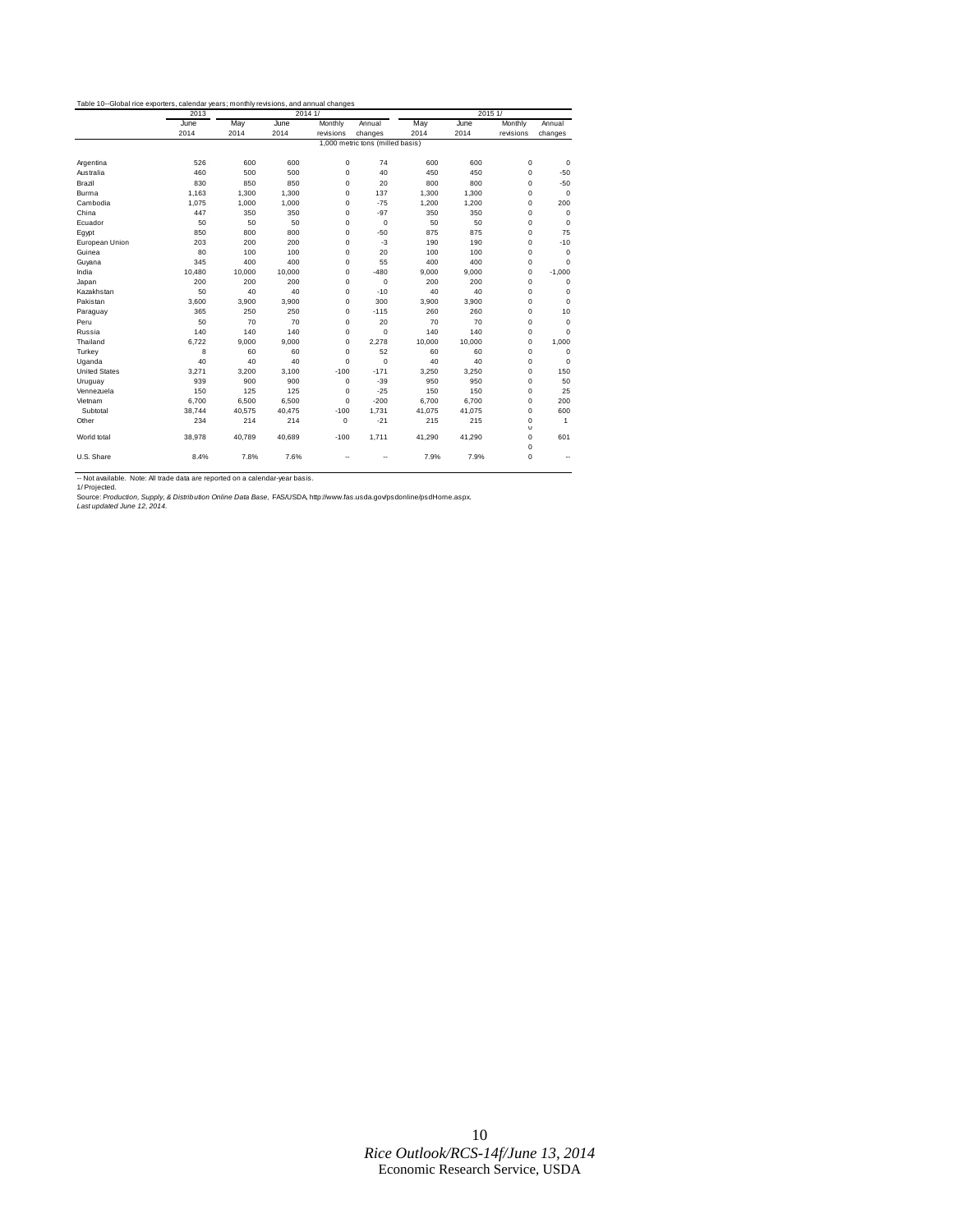Table 10--Global rice exporters, calendar years; monthly revisions, and annual changes

| | 2013 | 2014 1/ | | | | 2015 1/ | | | |
|---|---|---|---|---|---|---|---|---|---|
| | June 2014 | May 2014 | June 2014 | Monthly revisions | Annual changes | May 2014 | June 2014 | Monthly revisions | Annual changes |
| | 1,000 metric tons (milled basis) | | | | | | | | |
| Argentina | 526 | 600 | 600 | 0 | 74 | 600 | 600 | 0 | 0 |
| Australia | 460 | 500 | 500 | 0 | 40 | 450 | 450 | 0 | -50 |
| Brazil | 830 | 850 | 850 | 0 | 20 | 800 | 800 | 0 | -50 |
| Burma | 1,163 | 1,300 | 1,300 | 0 | 137 | 1,300 | 1,300 | 0 | 0 |
| Cambodia | 1,075 | 1,000 | 1,000 | 0 | -75 | 1,200 | 1,200 | 0 | 200 |
| China | 447 | 350 | 350 | 0 | -97 | 350 | 350 | 0 | 0 |
| Ecuador | 50 | 50 | 50 | 0 | 0 | 50 | 50 | 0 | 0 |
| Egypt | 850 | 800 | 800 | 0 | -50 | 875 | 875 | 0 | 75 |
| European Union | 203 | 200 | 200 | 0 | -3 | 190 | 190 | 0 | -10 |
| Guinea | 80 | 100 | 100 | 0 | 20 | 100 | 100 | 0 | 0 |
| Guyana | 345 | 400 | 400 | 0 | 55 | 400 | 400 | 0 | 0 |
| India | 10,480 | 10,000 | 10,000 | 0 | -480 | 9,000 | 9,000 | 0 | -1,000 |
| Japan | 200 | 200 | 200 | 0 | 0 | 200 | 200 | 0 | 0 |
| Kazakhstan | 50 | 40 | 40 | 0 | -10 | 40 | 40 | 0 | 0 |
| Pakistan | 3,600 | 3,900 | 3,900 | 0 | 300 | 3,900 | 3,900 | 0 | 0 |
| Paraguay | 365 | 250 | 250 | 0 | -115 | 260 | 260 | 0 | 10 |
| Peru | 50 | 70 | 70 | 0 | 20 | 70 | 70 | 0 | 0 |
| Russia | 140 | 140 | 140 | 0 | 0 | 140 | 140 | 0 | 0 |
| Thailand | 6,722 | 9,000 | 9,000 | 0 | 2,278 | 10,000 | 10,000 | 0 | 1,000 |
| Turkey | 8 | 60 | 60 | 0 | 52 | 60 | 60 | 0 | 0 |
| Uganda | 40 | 40 | 40 | 0 | 0 | 40 | 40 | 0 | 0 |
| United States | 3,271 | 3,200 | 3,100 | -100 | -171 | 3,250 | 3,250 | 0 | 150 |
| Uruguay | 939 | 900 | 900 | 0 | -39 | 950 | 950 | 0 | 50 |
| Vennezuela | 150 | 125 | 125 | 0 | -25 | 150 | 150 | 0 | 25 |
| Vietnam | 6,700 | 6,500 | 6,500 | 0 | -200 | 6,700 | 6,700 | 0 | 200 |
| Subtotal | 38,744 | 40,575 | 40,475 | -100 | 1,731 | 41,075 | 41,075 | 0 | 600 |
| Other | 234 | 214 | 214 | 0 | -21 | 215 | 215 | 0 | 1 |
| World total | 38,978 | 40,789 | 40,689 | -100 | 1,711 | 41,290 | 41,290 | 0 | 601 |
| U.S. Share | 8.4% | 7.8% | 7.6% | -- | -- | 7.9% | 7.9% | 0 | -- |

-- Not available. Note: All trade data are reported on a calendar-year basis.
1/ Projected.
Source: *Production, Supply, & Distribution Online Data Base*, FAS/USDA, http://www.fas.usda.gov/psdonline/psdHome.aspx.
*Last updated June 12, 2014.*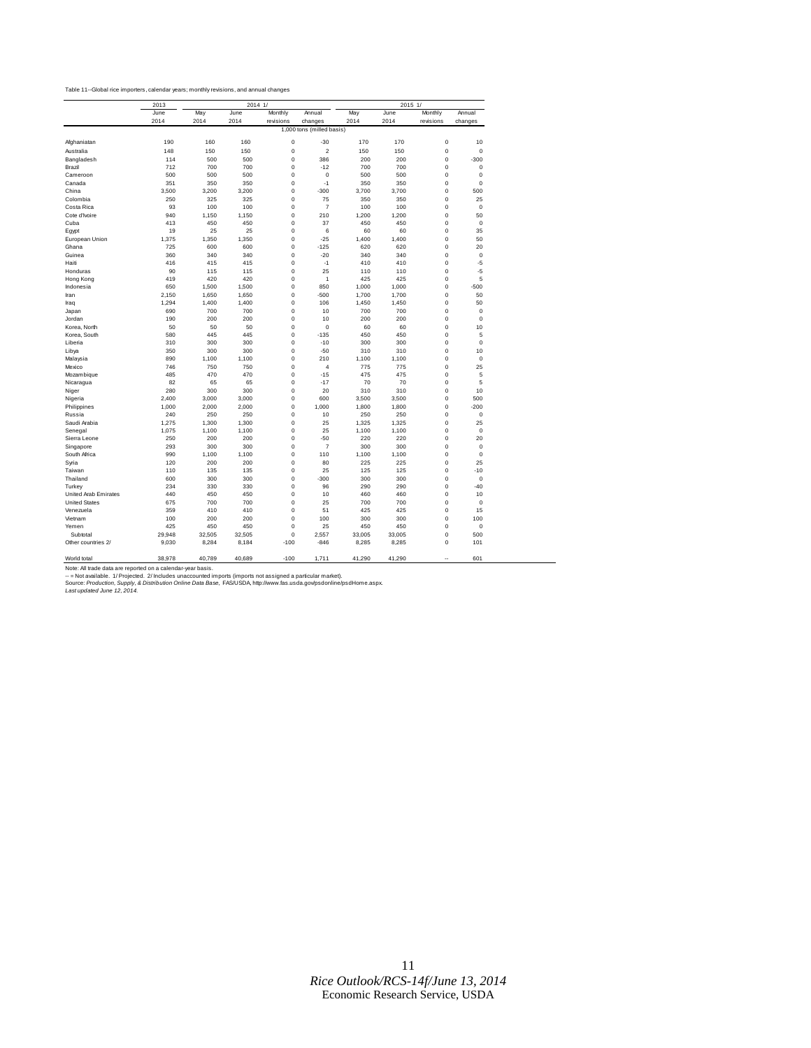Table 11--Global rice importers, calendar years; monthly revisions, and annual changes

| | 2013 | 2014 1/ | | | | 2015 1/ | | | |
|---|---|---|---|---|---|---|---|---|---|
| | June 2014 | May 2014 | June 2014 | Monthly revisions | Annual changes | May 2014 | June 2014 | Monthly revisions | Annual changes |
| | | | | 1,000 tons (milled basis) | | | | | |
| Afghanistan | 190 | 160 | 160 | 0 | -30 | 170 | 170 | 0 | 10 |
| Australia | 148 | 150 | 150 | 0 | 2 | 150 | 150 | 0 | 0 |
| Bangladesh | 114 | 500 | 500 | 0 | 386 | 200 | 200 | 0 | -300 |
| Brazil | 712 | 700 | 700 | 0 | -12 | 700 | 700 | 0 | 0 |
| Cameroon | 500 | 500 | 500 | 0 | 0 | 500 | 500 | 0 | 0 |
| Canada | 351 | 350 | 350 | 0 | -1 | 350 | 350 | 0 | 0 |
| China | 3,500 | 3,200 | 3,200 | 0 | -300 | 3,700 | 3,700 | 0 | 500 |
| Colombia | 250 | 325 | 325 | 0 | 75 | 350 | 350 | 0 | 25 |
| Costa Rica | 93 | 100 | 100 | 0 | 7 | 100 | 100 | 0 | 0 |
| Cote d'Ivoire | 940 | 1,150 | 1,150 | 0 | 210 | 1,200 | 1,200 | 0 | 50 |
| Cuba | 413 | 450 | 450 | 0 | 37 | 450 | 450 | 0 | 0 |
| Egypt | 19 | 25 | 25 | 0 | 6 | 60 | 60 | 0 | 35 |
| European Union | 1,375 | 1,350 | 1,350 | 0 | -25 | 1,400 | 1,400 | 0 | 50 |
| Ghana | 725 | 600 | 600 | 0 | -125 | 620 | 620 | 0 | 20 |
| Guinea | 360 | 340 | 340 | 0 | -20 | 340 | 340 | 0 | 0 |
| Haiti | 416 | 415 | 415 | 0 | -1 | 410 | 410 | 0 | -5 |
| Honduras | 90 | 115 | 115 | 0 | 25 | 110 | 110 | 0 | -5 |
| Hong Kong | 419 | 420 | 420 | 0 | 1 | 425 | 425 | 0 | 5 |
| Indonesia | 650 | 1,500 | 1,500 | 0 | 850 | 1,000 | 1,000 | 0 | -500 |
| Iran | 2,150 | 1,650 | 1,650 | 0 | -500 | 1,700 | 1,700 | 0 | 50 |
| Iraq | 1,294 | 1,400 | 1,400 | 0 | 106 | 1,450 | 1,450 | 0 | 50 |
| Japan | 690 | 700 | 700 | 0 | 10 | 700 | 700 | 0 | 0 |
| Jordan | 190 | 200 | 200 | 0 | 10 | 200 | 200 | 0 | 0 |
| Korea, North | 50 | 50 | 50 | 0 | 0 | 60 | 60 | 0 | 10 |
| Korea, South | 580 | 445 | 445 | 0 | -135 | 450 | 450 | 0 | 5 |
| Liberia | 310 | 300 | 300 | 0 | -10 | 300 | 300 | 0 | 0 |
| Libya | 350 | 300 | 300 | 0 | -50 | 310 | 310 | 0 | 10 |
| Malaysia | 890 | 1,100 | 1,100 | 0 | 210 | 1,100 | 1,100 | 0 | 0 |
| Mexico | 746 | 750 | 750 | 0 | 4 | 775 | 775 | 0 | 25 |
| Mozambique | 485 | 470 | 470 | 0 | -15 | 475 | 475 | 0 | 5 |
| Nicaragua | 82 | 65 | 65 | 0 | -17 | 70 | 70 | 0 | 5 |
| Niger | 280 | 300 | 300 | 0 | 20 | 310 | 310 | 0 | 10 |
| Nigeria | 2,400 | 3,000 | 3,000 | 0 | 600 | 3,500 | 3,500 | 0 | 500 |
| Philippines | 1,000 | 2,000 | 2,000 | 0 | 1,000 | 1,800 | 1,800 | 0 | -200 |
| Russia | 240 | 250 | 250 | 0 | 10 | 250 | 250 | 0 | 0 |
| Saudi Arabia | 1,275 | 1,300 | 1,300 | 0 | 25 | 1,325 | 1,325 | 0 | 25 |
| Senegal | 1,075 | 1,100 | 1,100 | 0 | 25 | 1,100 | 1,100 | 0 | 0 |
| Sierra Leone | 250 | 200 | 200 | 0 | -50 | 220 | 220 | 0 | 20 |
| Singapore | 293 | 300 | 300 | 0 | 7 | 300 | 300 | 0 | 0 |
| South Africa | 990 | 1,100 | 1,100 | 0 | 110 | 1,100 | 1,100 | 0 | 0 |
| Syria | 120 | 200 | 200 | 0 | 80 | 225 | 225 | 0 | 25 |
| Taiwan | 110 | 135 | 135 | 0 | 25 | 125 | 125 | 0 | -10 |
| Thailand | 600 | 300 | 300 | 0 | -300 | 300 | 300 | 0 | 0 |
| Turkey | 234 | 330 | 330 | 0 | 96 | 290 | 290 | 0 | -40 |
| United Arab Emirates | 440 | 450 | 450 | 0 | 10 | 460 | 460 | 0 | 10 |
| United States | 675 | 700 | 700 | 0 | 25 | 700 | 700 | 0 | 0 |
| Venezuela | 359 | 410 | 410 | 0 | 51 | 425 | 425 | 0 | 15 |
| Vietnam | 100 | 200 | 200 | 0 | 100 | 300 | 300 | 0 | 100 |
| Yemen | 425 | 450 | 450 | 0 | 25 | 450 | 450 | 0 | 0 |
| Subtotal | 29,948 | 32,505 | 32,505 | 0 | 2,557 | 33,005 | 33,005 | 0 | 500 |
| Other countries 2/ | 9,030 | 8,284 | 8,184 | -100 | -846 | 8,285 | 8,285 | 0 | 101 |
| World total | 38,978 | 40,789 | 40,689 | -100 | 1,711 | 41,290 | 41,290 | -- | 601 |

Note: All trade data are reported on a calendar-year basis.
-- = Not available. 1/ Projected. 2/ Includes unaccounted imports (imports not assigned a particular market).
Source: *Production, Supply, & Distribution Online Data Base*, FAS/USDA, http://www.fas.usda.gov/psdonline/psdHome.aspx.
*Last updated June 12, 2014.*